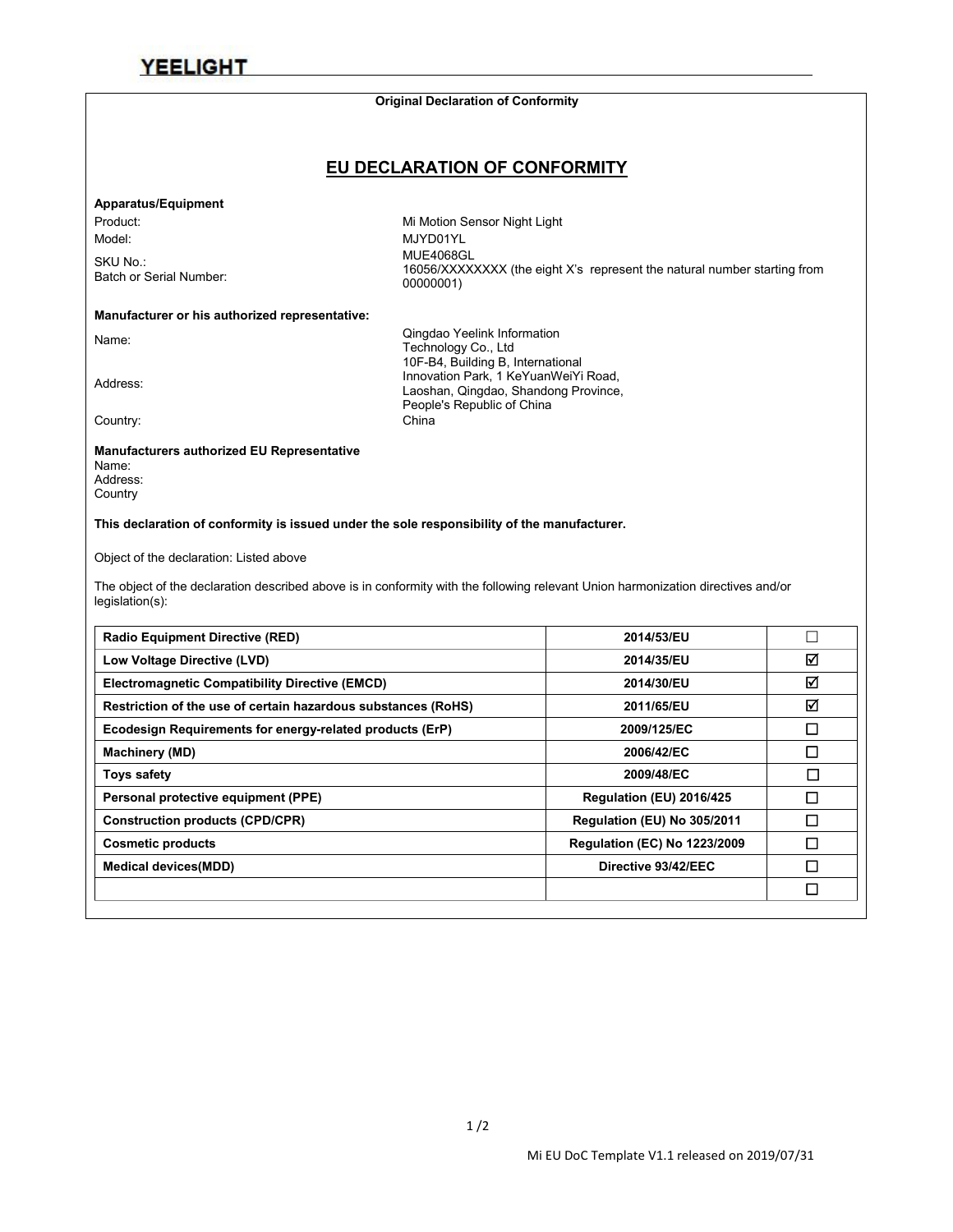**Original Declaration of Conformity**

# EU DECLARATION OF CONFORMITY

**Apparatus/Equipment**

Product: Mi Motion Sensor Night Light

Model: MJYD01YL

SKU No.: MUE4068GL

Batch or Serial Number: 16056/XXXXXXXX (the eight X's represent the natural number starting from 00000001)

**Manufacturer or his authorized representative:**

Name: Qingdao Yeelink Information Technology Co., Ltd

Address: 10F-B4, Building B, International Innovation Park, 1 KeYuanWeiYi Road, Laoshan, Qingdao, Shandong Province, People's Republic of China

Country: China

**Manufacturers authorized EU Representative**

Name:

Address:

Country

**This declaration of conformity is issued under the sole responsibility of the manufacturer.**

Object of the declaration: Listed above

The object of the declaration described above is in conformity with the following relevant Union harmonization directives and/or legislation(s):

| | | |
|---|---|---|
| **Radio Equipment Directive (RED)** | **2014/53/EU** | ☐ |
| **Low Voltage Directive (LVD)** | **2014/35/EU** | ☑ |
| **Electromagnetic Compatibility Directive (EMCD)** | **2014/30/EU** | ☑ |
| **Restriction of the use of certain hazardous substances (RoHS)** | **2011/65/EU** | ☑ |
| **Ecodesign Requirements for energy-related products (ErP)** | **2009/125/EC** | ☐ |
| **Machinery (MD)** | **2006/42/EC** | ☐ |
| **Toys safety** | **2009/48/EC** | ☐ |
| **Personal protective equipment (PPE)** | **Regulation (EU) 2016/425** | ☐ |
| **Construction products (CPD/CPR)** | **Regulation (EU) No 305/2011** | ☐ |
| **Cosmetic products** | **Regulation (EC) No 1223/2009** | ☐ |
| **Medical devices(MDD)** | **Directive 93/42/EEC** | ☐ |
| | | ☐ |

Mi EU DoC Template V1.1 released on 2019/07/31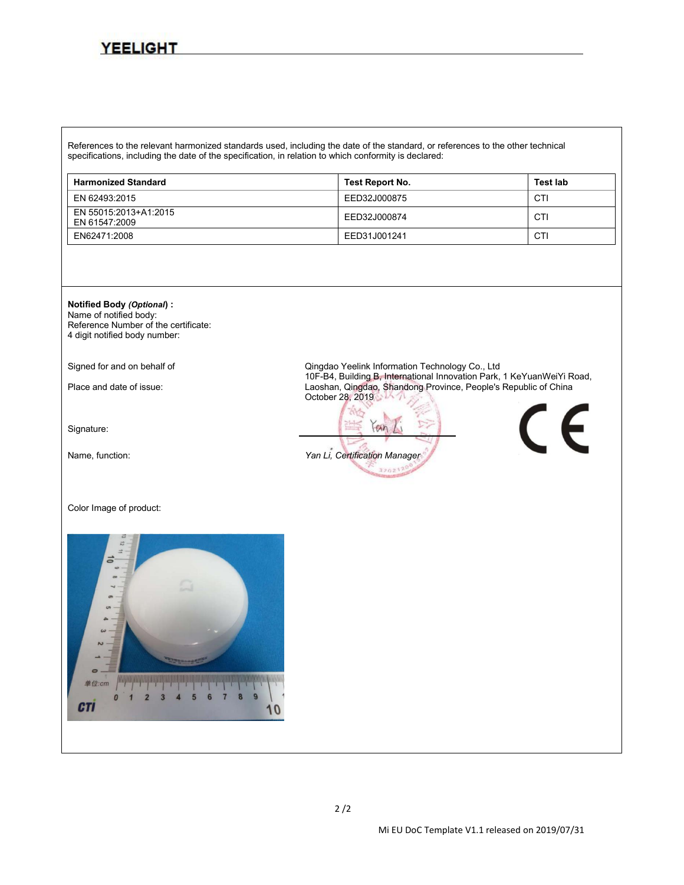References to the relevant harmonized standards used, including the date of the standard, or references to the other technical specifications, including the date of the specification, in relation to which conformity is declared:

| Harmonized Standard | Test Report No. | Test lab |
| --- | --- | --- |
| EN 62493:2015 | EED32J000875 | CTI |
| EN 55015:2013+A1:2015<br>EN 61547:2009 | EED32J000874 | CTI |
| EN62471:2008 | EED31J001241 | CTI |

**Notified Body *(Optional*) :**
Name of notified body:
Reference Number of the certificate:
4 digit notified body number:

Signed for and on behalf of: Qingdao Yeelink Information Technology Co., Ltd

Place and date of issue: 10F-B4, Building B, International Innovation Park, 1 KeYuanWeiYi Road, Laoshan, Qingdao, Shandong Province, People's Republic of China
October 28, 2019

Signature: Yan Li

Name, function: *Yan Li, Certification Manager*

CE

Color Image of product: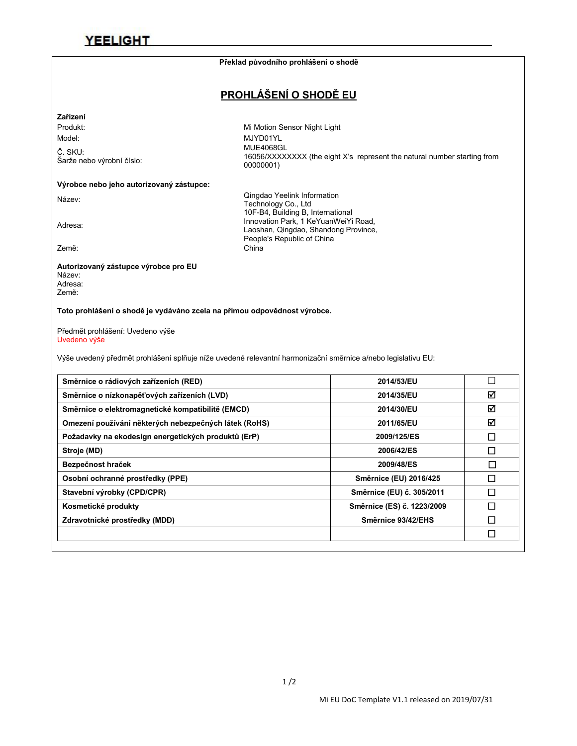Překlad původního prohlášení o shodě

# PROHLÁŠENÍ O SHODĚ EU

**Zařízení**

Produkt: Mi Motion Sensor Night Light

Model: MJYD01YL

Č. SKU: MUE4068GL

Šarže nebo výrobní číslo: 16056/XXXXXXXX (the eight X's represent the natural number starting from 00000001)

**Výrobce nebo jeho autorizovaný zástupce:**

Název: Qingdao Yeelink Information Technology Co., Ltd

Adresa: 10F-B4, Building B, International Innovation Park, 1 KeYuanWeiYi Road, Laoshan, Qingdao, Shandong Province, People's Republic of China

Země: China

**Autorizovaný zástupce výrobce pro EU**

Název:

Adresa:

Země:

**Toto prohlášení o shodě je vydáváno zcela na přímou odpovědnost výrobce.**

Předmět prohlášení: Uvedeno výše

Uvedeno výše

Výše uvedený předmět prohlášení splňuje níže uvedené relevantní harmonizační směrnice a/nebo legislativu EU:

| Směrnice o rádiových zařízeních (RED) | 2014/53/EU | ☐ |
|---|---|---|
| Směrnice o nízkonapěťových zařízeních (LVD) | 2014/35/EU | ☑ |
| Směrnice o elektromagnetické kompatibilitě (EMCD) | 2014/30/EU | ☑ |
| Omezení používání některých nebezpečných látek (RoHS) | 2011/65/EU | ☑ |
| Požadavky na ekodesign energetických produktů (ErP) | 2009/125/ES | ☐ |
| Stroje (MD) | 2006/42/ES | ☐ |
| Bezpečnost hraček | 2009/48/ES | ☐ |
| Osobní ochranné prostředky (PPE) | Směrnice (EU) 2016/425 | ☐ |
| Stavební výrobky (CPD/CPR) | Směrnice (EU) č. 305/2011 | ☐ |
| Kosmetické produkty | Směrnice (ES) č. 1223/2009 | ☐ |
| Zdravotnické prostředky (MDD) | Směrnice 93/42/EHS | ☐ |
| | | ☐ |

Mi EU DoC Template V1.1 released on 2019/07/31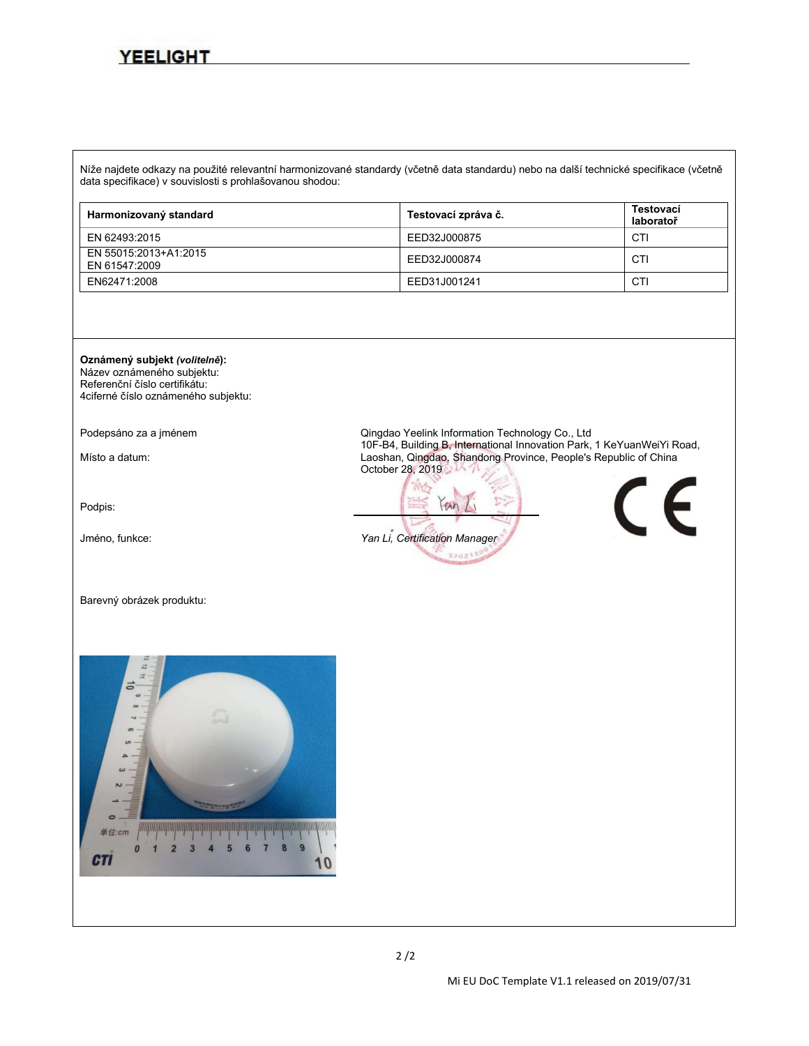Níže najdete odkazy na použité relevantní harmonizované standardy (včetně data standardu) nebo na další technické specifikace (včetně data specifikace) v souvislosti s prohlašovanou shodou:

| Harmonizovaný standard | Testovací zpráva č. | Testovací laboratoř |
|---|---|---|
| EN 62493:2015 | EED32J000875 | CTI |
| EN 55015:2013+A1:2015<br>EN 61547:2009 | EED32J000874 | CTI |
| EN62471:2008 | EED31J001241 | CTI |

**Oznámený subjekt** ***(volitelně)*****:**
Název oznámeného subjektu:
Referenční číslo certifikátu:
4ciferné číslo oznámeného subjektu:

Podepsáno za a jménem: Qingdao Yeelink Information Technology Co., Ltd
10F-B4, Building B, International Innovation Park, 1 KeYuanWeiYi Road, Laoshan, Qingdao, Shandong Province, People's Republic of China

Místo a datum: October 28, 2019

Podpis:

Jméno, funkce: *Yan Li, Certification Manager*

Barevný obrázek produktu:

Mi EU DoC Template V1.1 released on 2019/07/31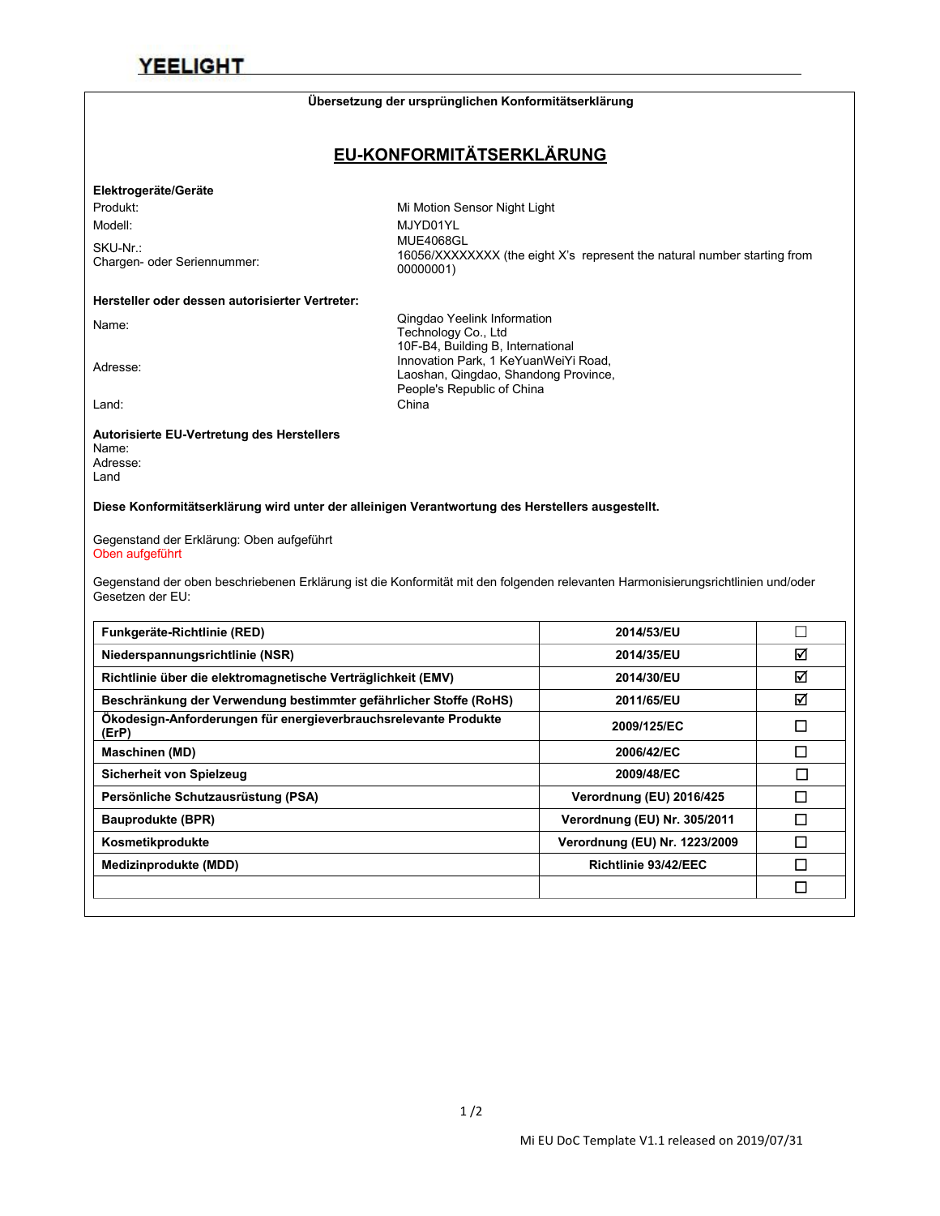YEELIGHT

**Übersetzung der ursprünglichen Konformitätserklärung**

## EU-KONFORMITÄTSERKLÄRUNG

**Elektrogeräte/Geräte**

| | |
|---|---|
| Produkt: | Mi Motion Sensor Night Light |
| Modell: | MJYD01YL |
| SKU-Nr.: | MUE4068GL |
| Chargen- oder Seriennummer: | 16056/XXXXXXXX (the eight X's represent the natural number starting from 00000001) |

**Hersteller oder dessen autorisierter Vertreter:**

| | |
|---|---|
| Name: | Qingdao Yeelink Information Technology Co., Ltd |
| Adresse: | 10F-B4, Building B, International Innovation Park, 1 KeYuanWeiYi Road, Laoshan, Qingdao, Shandong Province, People's Republic of China |
| Land: | China |

**Autorisierte EU-Vertretung des Herstellers**

Name:
Adresse:
Land

**Diese Konformitätserklärung wird unter der alleinigen Verantwortung des Herstellers ausgestellt.**

Gegenstand der Erklärung: Oben aufgeführt
Oben aufgeführt

Gegenstand der oben beschriebenen Erklärung ist die Konformität mit den folgenden relevanten Harmonisierungsrichtlinien und/oder Gesetzen der EU:

| | | |
|---|---|---|
| **Funkgeräte-Richtlinie (RED)** | **2014/53/EU** | ☐ |
| **Niederspannungsrichtlinie (NSR)** | **2014/35/EU** | ☑ |
| **Richtlinie über die elektromagnetische Verträglichkeit (EMV)** | **2014/30/EU** | ☑ |
| **Beschränkung der Verwendung bestimmter gefährlicher Stoffe (RoHS)** | **2011/65/EU** | ☑ |
| **Ökodesign-Anforderungen für energieverbrauchsrelevante Produkte (ErP)** | **2009/125/EC** | ☐ |
| **Maschinen (MD)** | **2006/42/EC** | ☐ |
| **Sicherheit von Spielzeug** | **2009/48/EC** | ☐ |
| **Persönliche Schutzausrüstung (PSA)** | **Verordnung (EU) 2016/425** | ☐ |
| **Bauprodukte (BPR)** | **Verordnung (EU) Nr. 305/2011** | ☐ |
| **Kosmetikprodukte** | **Verordnung (EU) Nr. 1223/2009** | ☐ |
| **Medizinprodukte (MDD)** | **Richtlinie 93/42/EEC** | ☐ |
| | | ☐ |

Mi EU DoC Template V1.1 released on 2019/07/31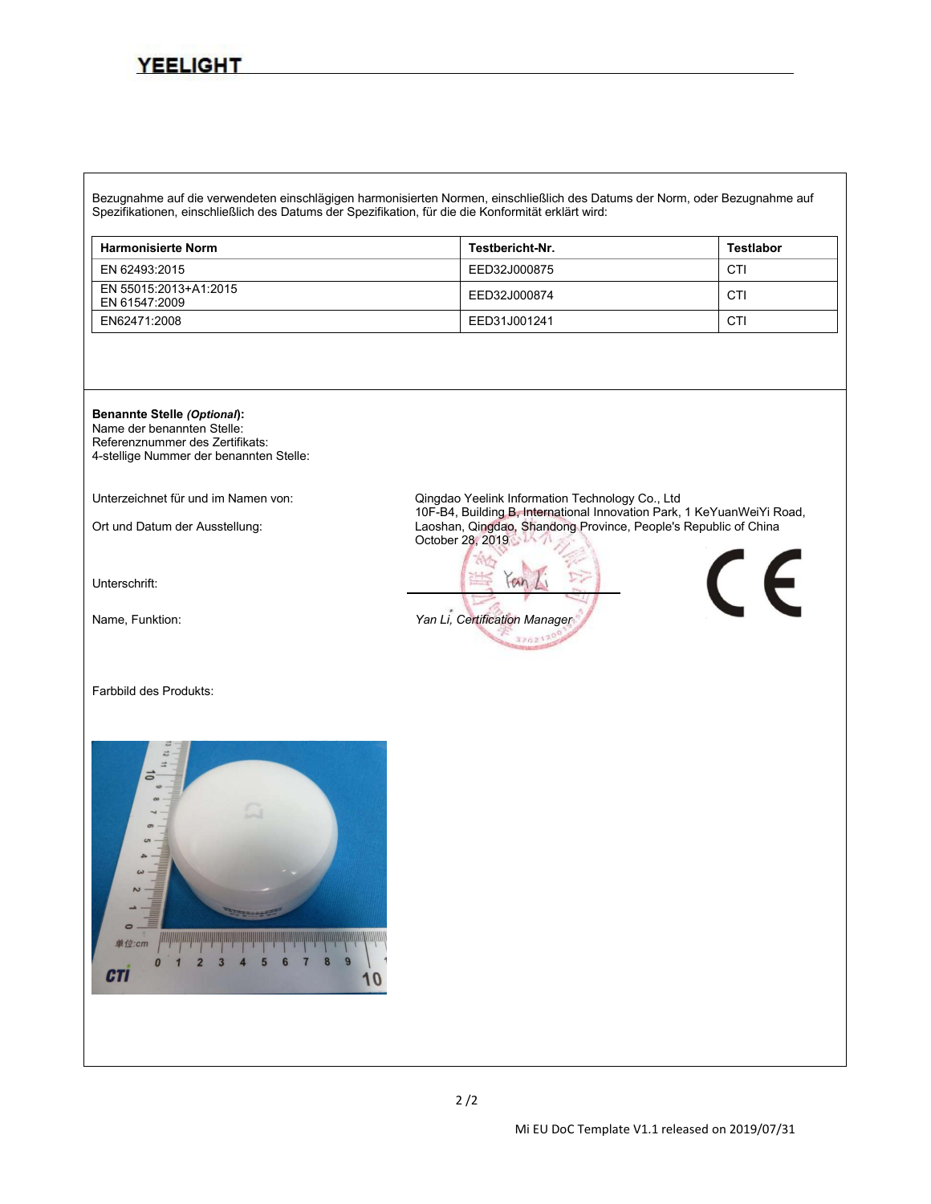Bezugnahme auf die verwendeten einschlägigen harmonisierten Normen, einschließlich des Datums der Norm, oder Bezugnahme auf Spezifikationen, einschließlich des Datums der Spezifikation, für die die Konformität erklärt wird:

| Harmonisierte Norm | Testbericht-Nr. | Testlabor |
|---|---|---|
| EN 62493:2015 | EED32J000875 | CTI |
| EN 55015:2013+A1:2015<br>EN 61547:2009 | EED32J000874 | CTI |
| EN62471:2008 | EED31J001241 | CTI |

**Benannte Stelle *(Optional)*:**
Name der benannten Stelle:
Referenznummer des Zertifikats:
4-stellige Nummer der benannten Stelle:

Unterzeichnet für und im Namen von: Qingdao Yeelink Information Technology Co., Ltd

Ort und Datum der Ausstellung: 10F-B4, Building B, International Innovation Park, 1 KeYuanWeiYi Road, Laoshan, Qingdao, Shandong Province, People's Republic of China
October 28, 2019

Unterschrift: Yan Li

Name, Funktion: *Yan Li, Certification Manager*

Farbbild des Produkts: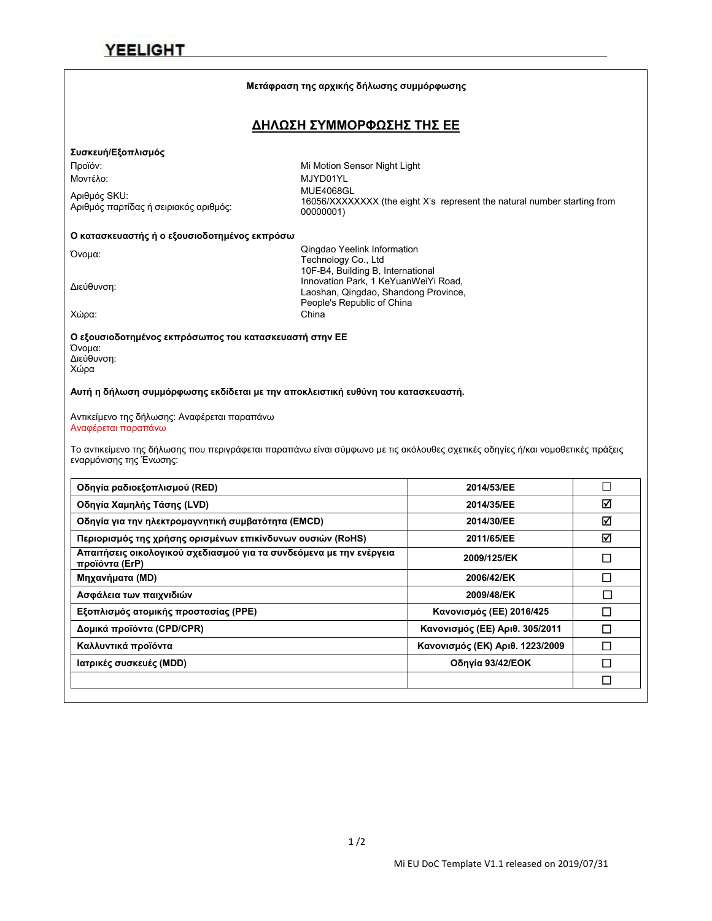**Μετάφραση της αρχικής δήλωσης συμμόρφωσης**

## ΔΗΛΩΣΗ ΣΥΜΜΟΡΦΩΣΗΣ ΤΗΣ ΕΕ

**Συσκευή/Εξοπλισμός**

Προϊόν: Mi Motion Sensor Night Light

Μοντέλο: MJYD01YL

Αριθμός SKU: MUE4068GL

Αριθμός παρτίδας ή σειριακός αριθμός: 16056/XXXXXXXX (the eight X's represent the natural number starting from 00000001)

**Ο κατασκευαστής ή ο εξουσιοδοτημένος εκπρόσω**

Όνομα: Qingdao Yeelink Information Technology Co., Ltd

Διεύθυνση: 10F-B4, Building B, International Innovation Park, 1 KeYuanWeiYi Road, Laoshan, Qingdao, Shandong Province, People's Republic of China

Χώρα: China

**Ο εξουσιοδοτημένος εκπρόσωπος του κατασκευαστή στην ΕΕ**

Όνομα:
Διεύθυνση:
Χώρα

**Αυτή η δήλωση συμμόρφωσης εκδίδεται με την αποκλειστική ευθύνη του κατασκευαστή.**

Αντικείμενο της δήλωσης: Αναφέρεται παραπάνω
Αναφέρεται παραπάνω

Το αντικείμενο της δήλωσης που περιγράφεται παραπάνω είναι σύμφωνο με τις ακόλουθες σχετικές οδηγίες ή/και νομοθετικές πράξεις εναρμόνισης της Ένωσης:

| | | |
|---|---|---|
| **Οδηγία ραδιοεξοπλισμού (RED)** | **2014/53/ΕΕ** | ☐ |
| **Οδηγία Χαμηλής Τάσης (LVD)** | **2014/35/ΕΕ** | ☑ |
| **Οδηγία για την ηλεκτρομαγνητική συμβατότητα (EMCD)** | **2014/30/ΕΕ** | ☑ |
| **Περιορισμός της χρήσης ορισμένων επικίνδυνων ουσιών (RoHS)** | **2011/65/ΕΕ** | ☑ |
| **Απαιτήσεις οικολογικού σχεδιασμού για τα συνδεόμενα με την ενέργεια προϊόντα (ErP)** | **2009/125/ΕΚ** | ☐ |
| **Μηχανήματα (MD)** | **2006/42/ΕΚ** | ☐ |
| **Ασφάλεια των παιχνιδιών** | **2009/48/ΕΚ** | ☐ |
| **Εξοπλισμός ατομικής προστασίας (PPE)** | **Κανονισμός (ΕΕ) 2016/425** | ☐ |
| **Δομικά προϊόντα (CPD/CPR)** | **Κανονισμός (ΕΕ) Αριθ. 305/2011** | ☐ |
| **Καλλυντικά προϊόντα** | **Κανονισμός (ΕΚ) Αριθ. 1223/2009** | ☐ |
| **Ιατρικές συσκευές (MDD)** | **Οδηγία 93/42/ΕΟΚ** | ☐ |
| | | ☐ |

Mi EU DoC Template V1.1 released on 2019/07/31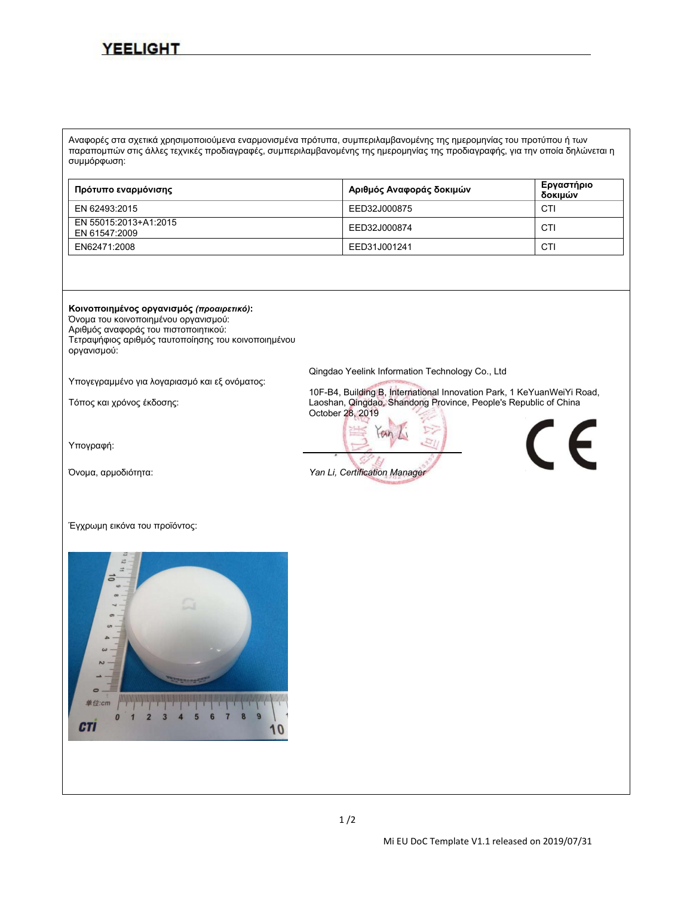Αναφορές στα σχετικά χρησιμοποιούμενα εναρμονισμένα πρότυπα, συμπεριλαμβανομένης της ημερομηνίας του προτύπου ή των παραπομπών στις άλλες τεχνικές προδιαγραφές, συμπεριλαμβανομένης της ημερομηνίας της προδιαγραφής, για την οποία δηλώνεται η συμμόρφωση:

| Πρότυπο εναρμόνισης | Αριθμός Αναφοράς δοκιμών | Εργαστήριο δοκιμών |
|---|---|---|
| EN 62493:2015 | EED32J000875 | CTI |
| EN 55015:2013+A1:2015<br>EN 61547:2009 | EED32J000874 | CTI |
| EN62471:2008 | EED31J001241 | CTI |

**Κοινοποιημένος οργανισμός *(προαιρετικό)*:**
Όνομα του κοινοποιημένου οργανισμού:
Αριθμός αναφοράς του πιστοποιητικού:
Τετραψήφιος αριθμός ταυτοποίησης του κοινοποιημένου οργανισμού:

Υπογεγραμμένο για λογαριασμό και εξ ονόματος: Qingdao Yeelink Information Technology Co., Ltd

Τόπος και χρόνος έκδοσης: 10F-B4, Building B, International Innovation Park, 1 KeYuanWeiYi Road, Laoshan, Qingdao, Shandong Province, People's Republic of China
October 28, 2019

Υπογραφή:

Όνομα, αρμοδιότητα: *Yan Li, Certification Manager*

Έγχρωμη εικόνα του προϊόντος:

Mi EU DoC Template V1.1 released on 2019/07/31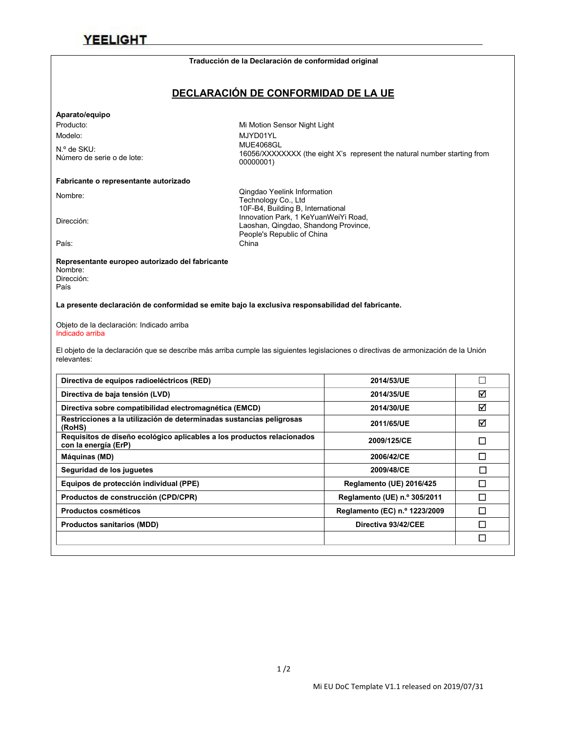YEELIGHT

**Traducción de la Declaración de conformidad original**

## DECLARACIÓN DE CONFORMIDAD DE LA UE

**Aparato/equipo**

Producto: Mi Motion Sensor Night Light

Modelo: MJYD01YL

N.º de SKU: MUE4068GL

Número de serie o de lote: 16056/XXXXXXXX (the eight X's represent the natural number starting from 00000001)

**Fabricante o representante autorizado**

Nombre: Qingdao Yeelink Information Technology Co., Ltd

Dirección: 10F-B4, Building B, International Innovation Park, 1 KeYuanWeiYi Road, Laoshan, Qingdao, Shandong Province, People's Republic of China

País: China

**Representante europeo autorizado del fabricante**

Nombre:

Dirección:

País

**La presente declaración de conformidad se emite bajo la exclusiva responsabilidad del fabricante.**

Objeto de la declaración: Indicado arriba

Indicado arriba

El objeto de la declaración que se describe más arriba cumple las siguientes legislaciones o directivas de armonización de la Unión relevantes:

| | | |
|---|---|---|
| **Directiva de equipos radioeléctricos (RED)** | **2014/53/UE** | ☐ |
| **Directiva de baja tensión (LVD)** | **2014/35/UE** | ☑ |
| **Directiva sobre compatibilidad electromagnética (EMCD)** | **2014/30/UE** | ☑ |
| **Restricciones a la utilización de determinadas sustancias peligrosas (RoHS)** | **2011/65/UE** | ☑ |
| **Requisitos de diseño ecológico aplicables a los productos relacionados con la energía (ErP)** | **2009/125/CE** | ☐ |
| **Máquinas (MD)** | **2006/42/CE** | ☐ |
| **Seguridad de los juguetes** | **2009/48/CE** | ☐ |
| **Equipos de protección individual (PPE)** | **Reglamento (UE) 2016/425** | ☐ |
| **Productos de construcción (CPD/CPR)** | **Reglamento (UE) n.º 305/2011** | ☐ |
| **Productos cosméticos** | **Reglamento (EC) n.º 1223/2009** | ☐ |
| **Productos sanitarios (MDD)** | **Directiva 93/42/CEE** | ☐ |
| | | ☐ |

Mi EU DoC Template V1.1 released on 2019/07/31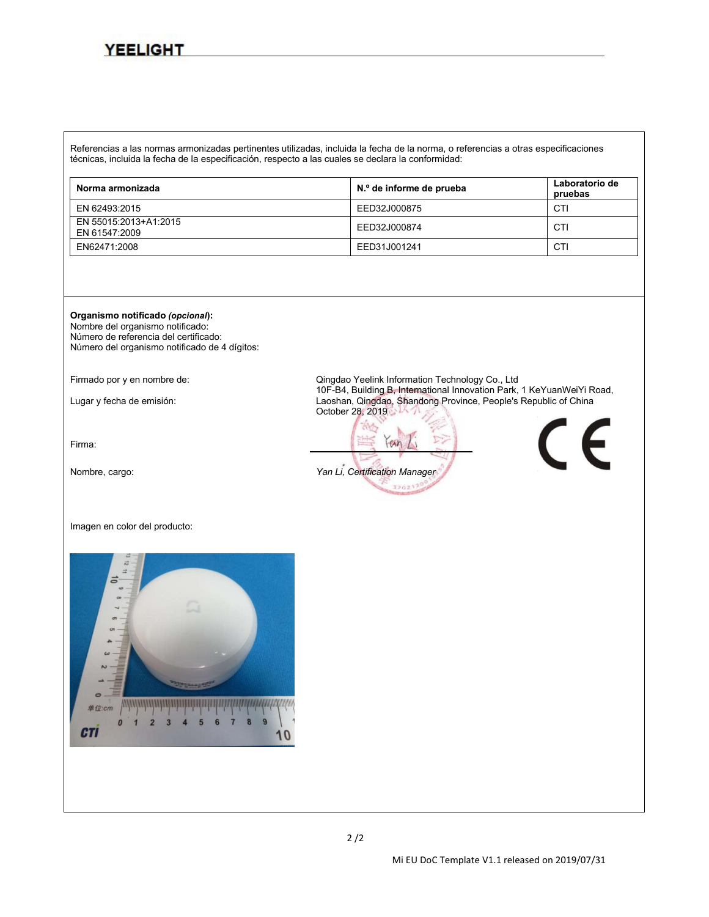Referencias a las normas armonizadas pertinentes utilizadas, incluida la fecha de la norma, o referencias a otras especificaciones técnicas, incluida la fecha de la especificación, respecto a las cuales se declara la conformidad:

| Norma armonizada | N.º de informe de prueba | Laboratorio de pruebas |
|---|---|---|
| EN 62493:2015 | EED32J000875 | CTI |
| EN 55015:2013+A1:2015<br>EN 61547:2009 | EED32J000874 | CTI |
| EN62471:2008 | EED31J001241 | CTI |

**Organismo notificado *(opcional)*:**
Nombre del organismo notificado:
Número de referencia del certificado:
Número del organismo notificado de 4 dígitos:

Firmado por y en nombre de: Qingdao Yeelink Information Technology Co., Ltd

Lugar y fecha de emisión: 10F-B4, Building B, International Innovation Park, 1 KeYuanWeiYi Road, Laoshan, Qingdao, Shandong Province, People's Republic of China
October 28, 2019

Firma: Yan Li

Nombre, cargo: *Yan Li, Certification Manager*

CE

Imagen en color del producto:

Mi EU DoC Template V1.1 released on 2019/07/31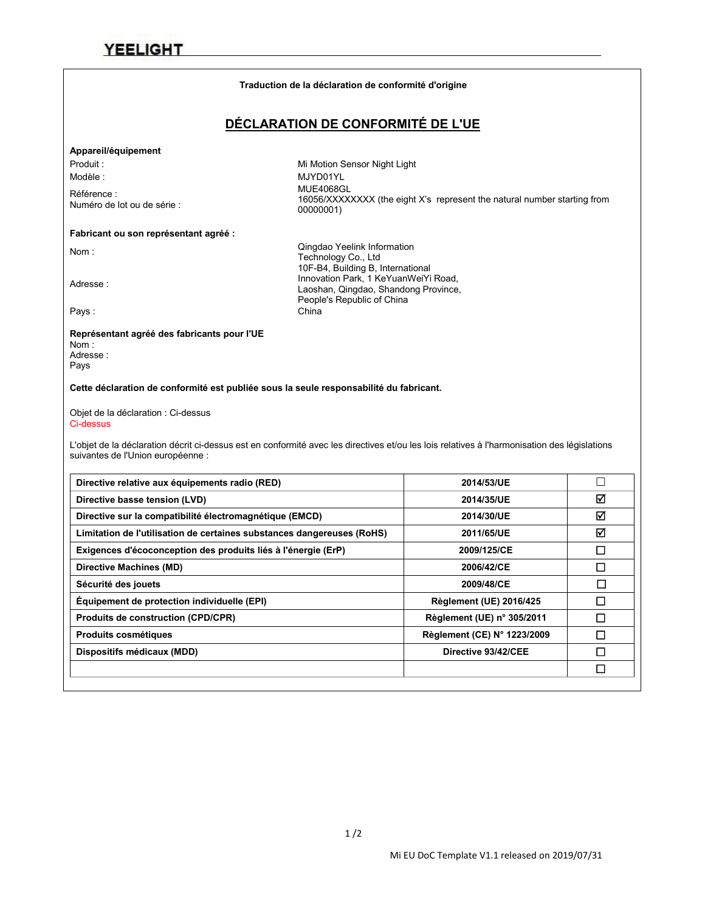YEELIGHT

**Traduction de la déclaration de conformité d'origine**

## DÉCLARATION DE CONFORMITÉ DE L'UE

**Appareil/équipement**

| | |
|---|---|
| Produit : | Mi Motion Sensor Night Light |
| Modèle : | MJYD01YL |
| Référence : | MUE4068GL |
| Numéro de lot ou de série : | 16056/XXXXXXXX (the eight X's represent the natural number starting from 00000001) |

**Fabricant ou son représentant agréé :**

| | |
|---|---|
| Nom : | Qingdao Yeelink Information Technology Co., Ltd |
| Adresse : | 10F-B4, Building B, International Innovation Park, 1 KeYuanWeiYi Road, Laoshan, Qingdao, Shandong Province, People's Republic of China |
| Pays : | China |

**Représentant agréé des fabricants pour l'UE**
Nom :
Adresse :
Pays

**Cette déclaration de conformité est publiée sous la seule responsabilité du fabricant.**

Objet de la déclaration : Ci-dessus
Ci-dessus

L'objet de la déclaration décrit ci-dessus est en conformité avec les directives et/ou les lois relatives à l'harmonisation des législations suivantes de l'Union européenne :

| Directive | Référence | |
|---|---|---|
| **Directive relative aux équipements radio (RED)** | **2014/53/UE** | ☐ |
| **Directive basse tension (LVD)** | **2014/35/UE** | ☑ |
| **Directive sur la compatibilité électromagnétique (EMCD)** | **2014/30/UE** | ☑ |
| **Limitation de l'utilisation de certaines substances dangereuses (RoHS)** | **2011/65/UE** | ☑ |
| **Exigences d'écoconception des produits liés à l'énergie (ErP)** | **2009/125/CE** | ☐ |
| **Directive Machines (MD)** | **2006/42/CE** | ☐ |
| **Sécurité des jouets** | **2009/48/CE** | ☐ |
| **Équipement de protection individuelle (EPI)** | **Règlement (UE) 2016/425** | ☐ |
| **Produits de construction (CPD/CPR)** | **Règlement (UE) n° 305/2011** | ☐ |
| **Produits cosmétiques** | **Règlement (CE) N° 1223/2009** | ☐ |
| **Dispositifs médicaux (MDD)** | **Directive 93/42/CEE** | ☐ |
| | | ☐ |

Mi EU DoC Template V1.1 released on 2019/07/31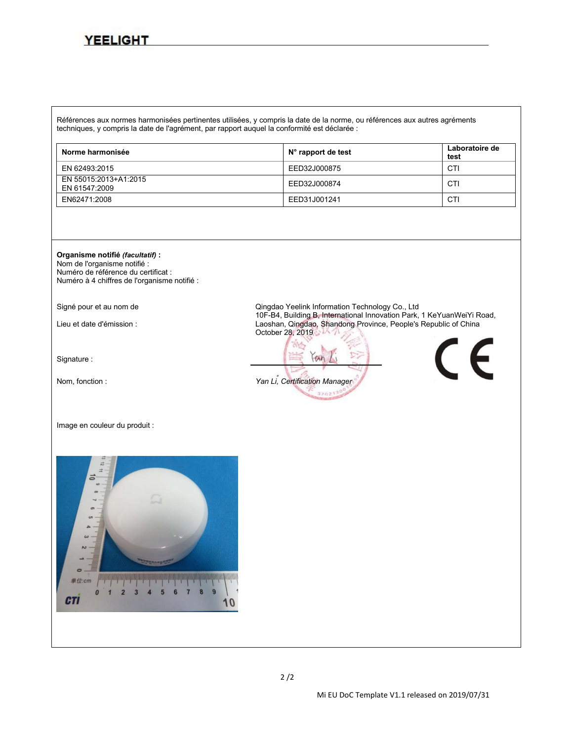Références aux normes harmonisées pertinentes utilisées, y compris la date de la norme, ou références aux autres agréments techniques, y compris la date de l'agrément, par rapport auquel la conformité est déclarée :

| Norme harmonisée | N° rapport de test | Laboratoire de test |
|---|---|---|
| EN 62493:2015 | EED32J000875 | CTI |
| EN 55015:2013+A1:2015<br>EN 61547:2009 | EED32J000874 | CTI |
| EN62471:2008 | EED31J001241 | CTI |

**Organisme notifié *(facultatif)* :**
Nom de l'organisme notifié :
Numéro de référence du certificat :
Numéro à 4 chiffres de l'organisme notifié :

Signé pour et au nom de — Qingdao Yeelink Information Technology Co., Ltd

Lieu et date d'émission : 10F-B4, Building B, International Innovation Park, 1 KeYuanWeiYi Road, Laoshan, Qingdao, Shandong Province, People's Republic of China
October 28, 2019

Signature :

Nom, fonction : *Yan Li, Certification Manager*

Image en couleur du produit :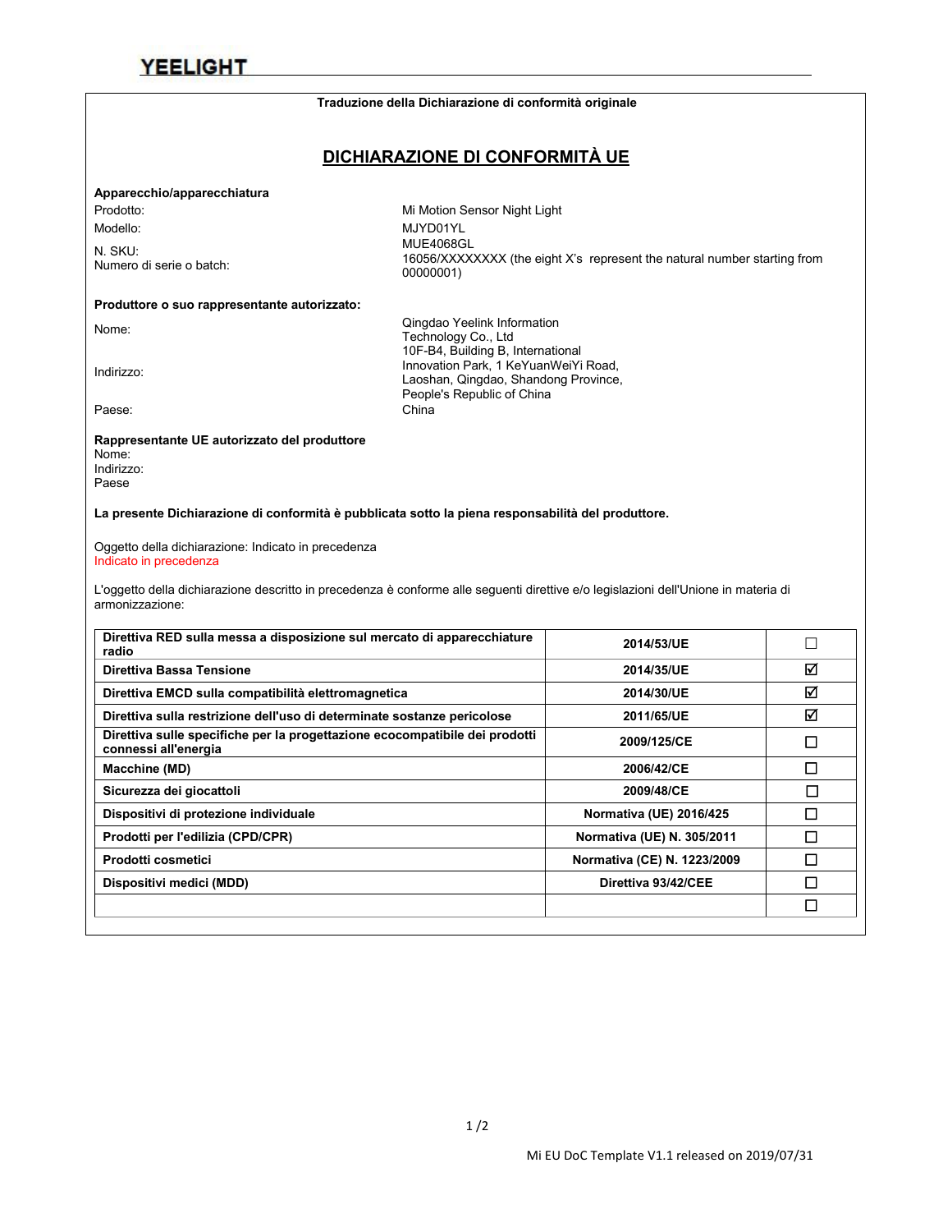YEELIGHT

**Traduzione della Dichiarazione di conformità originale**

## DICHIARAZIONE DI CONFORMITÀ UE

**Apparecchio/apparecchiatura**

Prodotto: Mi Motion Sensor Night Light

Modello: MJYD01YL

N. SKU: MUE4068GL

Numero di serie o batch: 16056/XXXXXXXX (the eight X's represent the natural number starting from 00000001)

**Produttore o suo rappresentante autorizzato:**

Nome: Qingdao Yeelink Information Technology Co., Ltd

Indirizzo: 10F-B4, Building B, International Innovation Park, 1 KeYuanWeiYi Road, Laoshan, Qingdao, Shandong Province, People's Republic of China

Paese: China

**Rappresentante UE autorizzato del produttore**

Nome:

Indirizzo:

Paese

**La presente Dichiarazione di conformità è pubblicata sotto la piena responsabilità del produttore.**

Oggetto della dichiarazione: Indicato in precedenza

Indicato in precedenza

L'oggetto della dichiarazione descritto in precedenza è conforme alle seguenti direttive e/o legislazioni dell'Unione in materia di armonizzazione:

| | | |
|---|---|---|
| **Direttiva RED sulla messa a disposizione sul mercato di apparecchiature radio** | **2014/53/UE** | ☐ |
| **Direttiva Bassa Tensione** | **2014/35/UE** | ☑ |
| **Direttiva EMCD sulla compatibilità elettromagnetica** | **2014/30/UE** | ☑ |
| **Direttiva sulla restrizione dell'uso di determinate sostanze pericolose** | **2011/65/UE** | ☑ |
| **Direttiva sulle specifiche per la progettazione ecocompatibile dei prodotti connessi all'energia** | **2009/125/CE** | ☐ |
| **Macchine (MD)** | **2006/42/CE** | ☐ |
| **Sicurezza dei giocattoli** | **2009/48/CE** | ☐ |
| **Dispositivi di protezione individuale** | **Normativa (UE) 2016/425** | ☐ |
| **Prodotti per l'edilizia (CPD/CPR)** | **Normativa (UE) N. 305/2011** | ☐ |
| **Prodotti cosmetici** | **Normativa (CE) N. 1223/2009** | ☐ |
| **Dispositivi medici (MDD)** | **Direttiva 93/42/CEE** | ☐ |
| | | ☐ |

Mi EU DoC Template V1.1 released on 2019/07/31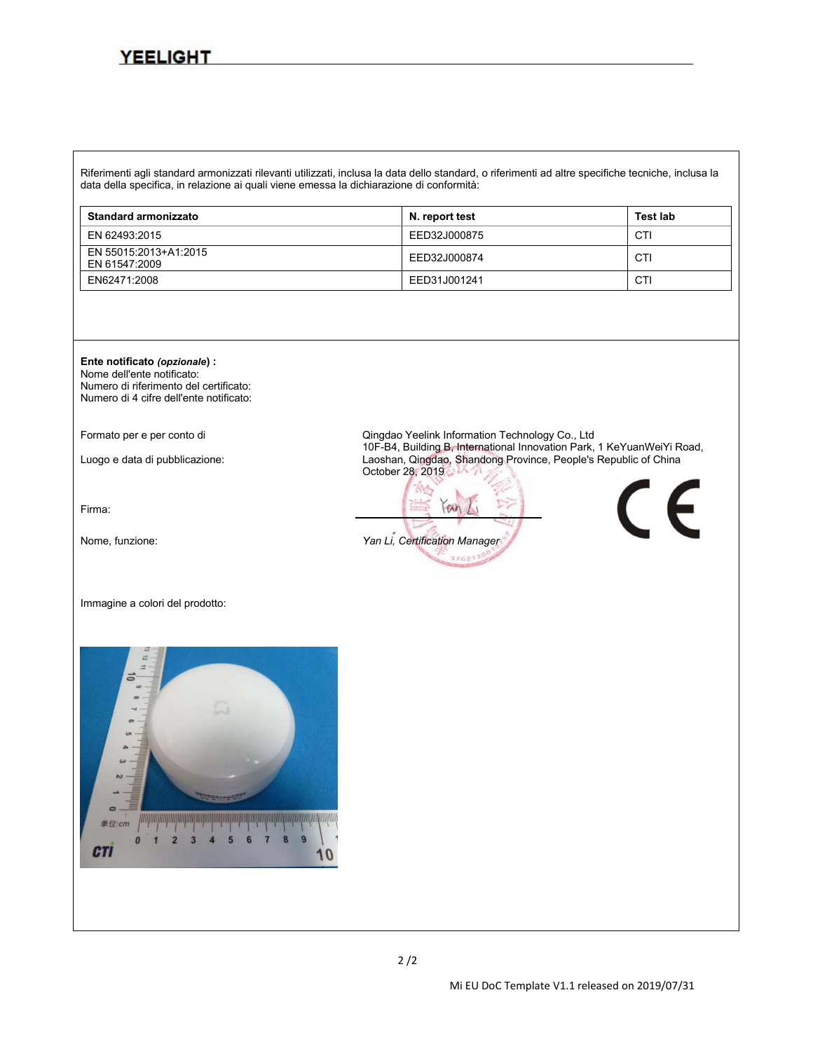Riferimenti agli standard armonizzati rilevanti utilizzati, inclusa la data dello standard, o riferimenti ad altre specifiche tecniche, inclusa la data della specifica, in relazione ai quali viene emessa la dichiarazione di conformità:

| Standard armonizzato | N. report test | Test lab |
|---|---|---|
| EN 62493:2015 | EED32J000875 | CTI |
| EN 55015:2013+A1:2015<br>EN 61547:2009 | EED32J000874 | CTI |
| EN62471:2008 | EED31J001241 | CTI |

**Ente notificato *(opzionale*) :**
Nome dell'ente notificato:
Numero di riferimento del certificato:
Numero di 4 cifre dell'ente notificato:

Formato per e per conto di: Qingdao Yeelink Information Technology Co., Ltd

Luogo e data di pubblicazione: 10F-B4, Building B, International Innovation Park, 1 KeYuanWeiYi Road, Laoshan, Qingdao, Shandong Province, People's Republic of China
October 28, 2019

Firma:

Nome, funzione: *Yan Li, Certification Manager*

Immagine a colori del prodotto: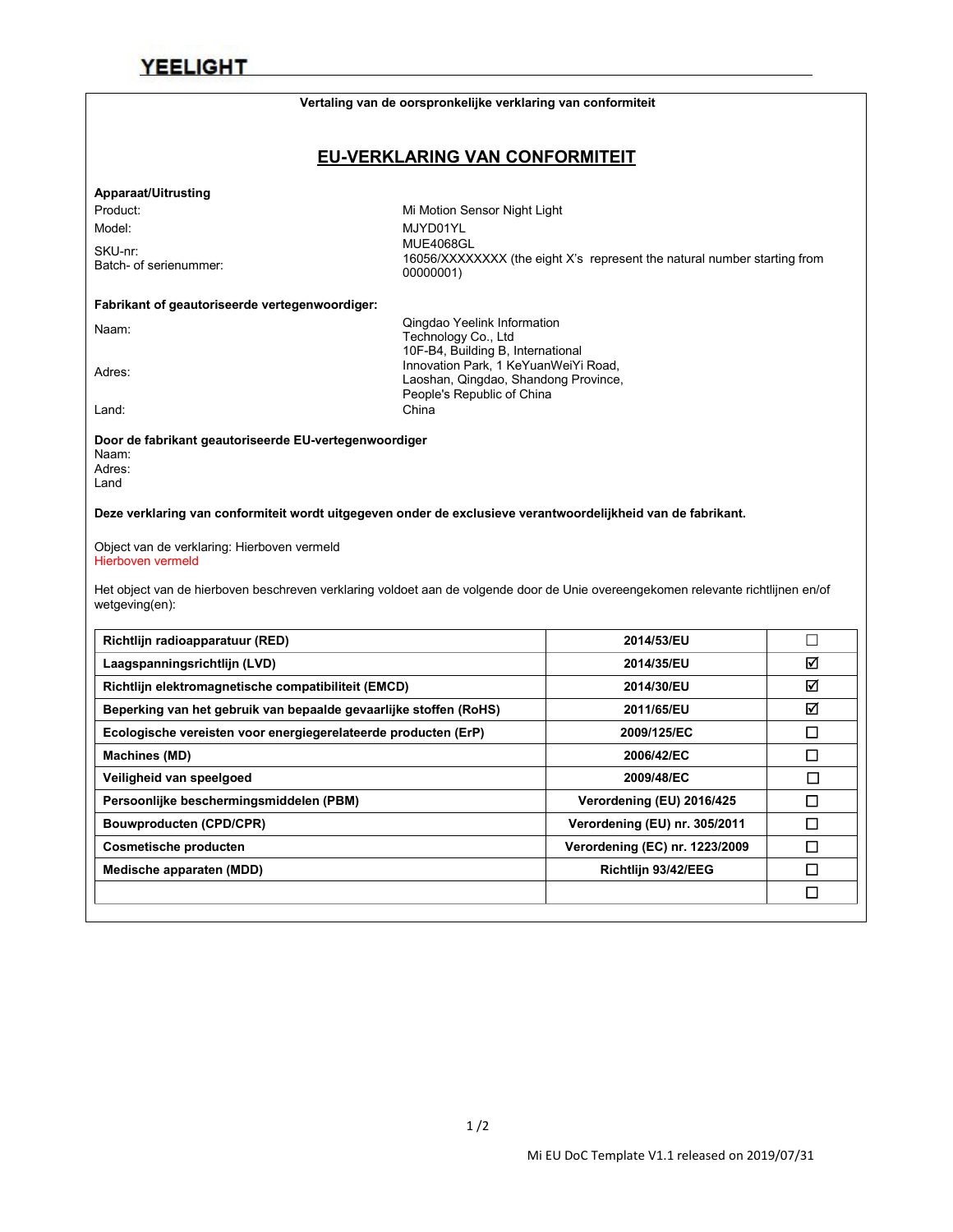Vertaling van de oorspronkelijke verklaring van conformiteit

## EU-VERKLARING VAN CONFORMITEIT

**Apparaat/Uitrusting**

Product: Mi Motion Sensor Night Light

Model: MJYD01YL

SKU-nr: MUE4068GL

Batch- of serienummer: 16056/XXXXXXXX (the eight X's represent the natural number starting from 00000001)

**Fabrikant of geautoriseerde vertegenwoordiger:**

Naam: Qingdao Yeelink Information Technology Co., Ltd

Adres: 10F-B4, Building B, International Innovation Park, 1 KeYuanWeiYi Road, Laoshan, Qingdao, Shandong Province, People's Republic of China

Land: China

**Door de fabrikant geautoriseerde EU-vertegenwoordiger**

Naam:

Adres:

Land

**Deze verklaring van conformiteit wordt uitgegeven onder de exclusieve verantwoordelijkheid van de fabrikant.**

Object van de verklaring: Hierboven vermeld

Hierboven vermeld

Het object van de hierboven beschreven verklaring voldoet aan de volgende door de Unie overeengekomen relevante richtlijnen en/of wetgeving(en):

| | | |
|---|---|---|
| **Richtlijn radioapparatuur (RED)** | **2014/53/EU** | ☐ |
| **Laagspanningsrichtlijn (LVD)** | **2014/35/EU** | ☑ |
| **Richtlijn elektromagnetische compatibiliteit (EMCD)** | **2014/30/EU** | ☑ |
| **Beperking van het gebruik van bepaalde gevaarlijke stoffen (RoHS)** | **2011/65/EU** | ☑ |
| **Ecologische vereisten voor energiegerelateerde producten (ErP)** | **2009/125/EC** | ☐ |
| **Machines (MD)** | **2006/42/EC** | ☐ |
| **Veiligheid van speelgoed** | **2009/48/EC** | ☐ |
| **Persoonlijke beschermingsmiddelen (PBM)** | **Verordening (EU) 2016/425** | ☐ |
| **Bouwproducten (CPD/CPR)** | **Verordening (EU) nr. 305/2011** | ☐ |
| **Cosmetische producten** | **Verordening (EC) nr. 1223/2009** | ☐ |
| **Medische apparaten (MDD)** | **Richtlijn 93/42/EEG** | ☐ |
| | | ☐ |

Mi EU DoC Template V1.1 released on 2019/07/31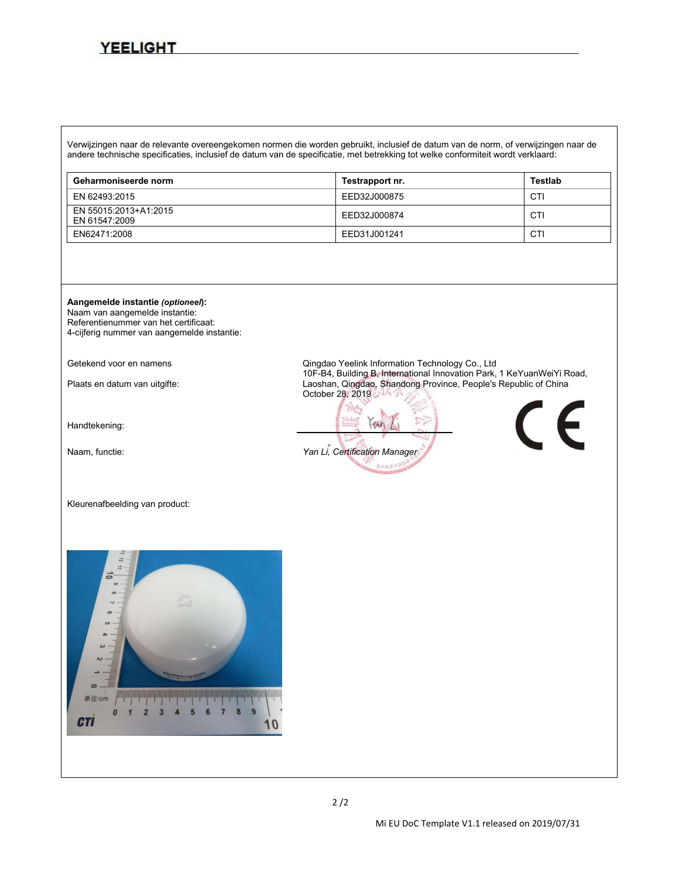Verwijzingen naar de relevante overeengekomen normen die worden gebruikt, inclusief de datum van de norm, of verwijzingen naar de andere technische specificaties, inclusief de datum van de specificatie, met betrekking tot welke conformiteit wordt verklaard:

| Geharmoniseerde norm | Testrapport nr. | Testlab |
| --- | --- | --- |
| EN 62493:2015 | EED32J000875 | CTI |
| EN 55015:2013+A1:2015<br>EN 61547:2009 | EED32J000874 | CTI |
| EN62471:2008 | EED31J001241 | CTI |

**Aangemelde instantie *(optioneel)*:**
Naam van aangemelde instantie:
Referentienummer van het certificaat:
4-cijferig nummer van aangemelde instantie:

Getekend voor en namens: Qingdao Yeelink Information Technology Co., Ltd

Plaats en datum van uitgifte: 10F-B4, Building B, International Innovation Park, 1 KeYuanWeiYi Road, Laoshan, Qingdao, Shandong Province, People's Republic of China
October 28, 2019

Handtekening: Yan Li

Naam, functie: *Yan Li, Certification Manager*

CE

Kleurenafbeelding van product: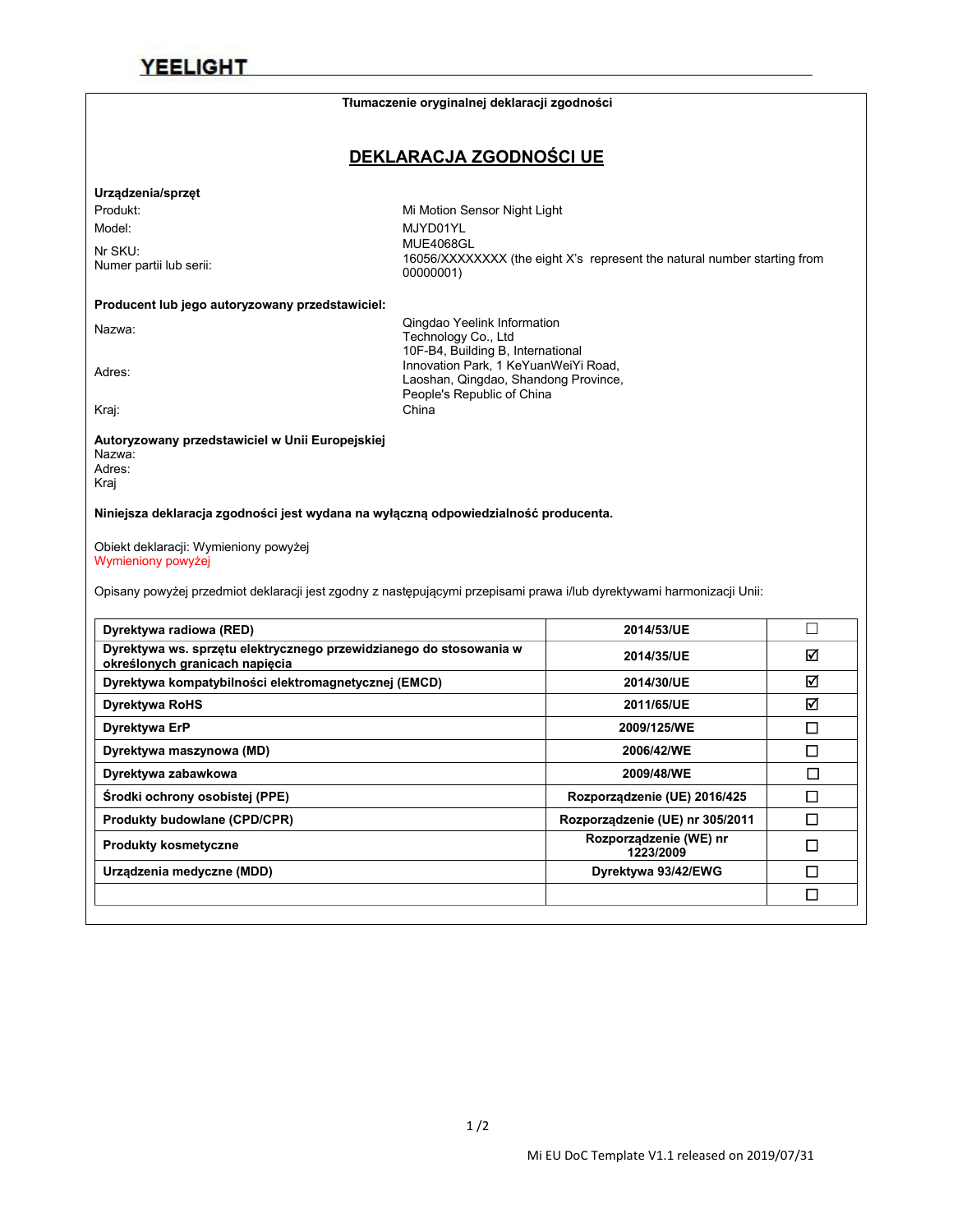YEELIGHT

**Tłumaczenie oryginalnej deklaracji zgodności**

# DEKLARACJA ZGODNOŚCI UE

**Urządzenia/sprzęt**

| | |
|---|---|
| Produkt: | Mi Motion Sensor Night Light |
| Model: | MJYD01YL |
| Nr SKU: | MUE4068GL |
| Numer partii lub serii: | 16056/XXXXXXXX (the eight X's represent the natural number starting from 00000001) |

**Producent lub jego autoryzowany przedstawiciel:**

| | |
|---|---|
| Nazwa: | Qingdao Yeelink Information Technology Co., Ltd |
| Adres: | 10F-B4, Building B, International Innovation Park, 1 KeYuanWeiYi Road, Laoshan, Qingdao, Shandong Province, People's Republic of China |
| Kraj: | China |

**Autoryzowany przedstawiciel w Unii Europejskiej**
Nazwa:
Adres:
Kraj

**Niniejsza deklaracja zgodności jest wydana na wyłączną odpowiedzialność producenta.**

Obiekt deklaracji: Wymieniony powyżej
Wymieniony powyżej

Opisany powyżej przedmiot deklaracji jest zgodny z następującymi przepisami prawa i/lub dyrektywami harmonizacji Unii:

| | | |
|---|---|---|
| **Dyrektywa radiowa (RED)** | **2014/53/UE** | ☐ |
| **Dyrektywa ws. sprzętu elektrycznego przewidzianego do stosowania w określonych granicach napięcia** | **2014/35/UE** | ☑ |
| **Dyrektywa kompatybilności elektromagnetycznej (EMCD)** | **2014/30/UE** | ☑ |
| **Dyrektywa RoHS** | **2011/65/UE** | ☑ |
| **Dyrektywa ErP** | **2009/125/WE** | ☐ |
| **Dyrektywa maszynowa (MD)** | **2006/42/WE** | ☐ |
| **Dyrektywa zabawkowa** | **2009/48/WE** | ☐ |
| **Środki ochrony osobistej (PPE)** | **Rozporządzenie (UE) 2016/425** | ☐ |
| **Produkty budowlane (CPD/CPR)** | **Rozporządzenie (UE) nr 305/2011** | ☐ |
| **Produkty kosmetyczne** | **Rozporządzenie (WE) nr 1223/2009** | ☐ |
| **Urządzenia medyczne (MDD)** | **Dyrektywa 93/42/EWG** | ☐ |
| | | ☐ |

Mi EU DoC Template V1.1 released on 2019/07/31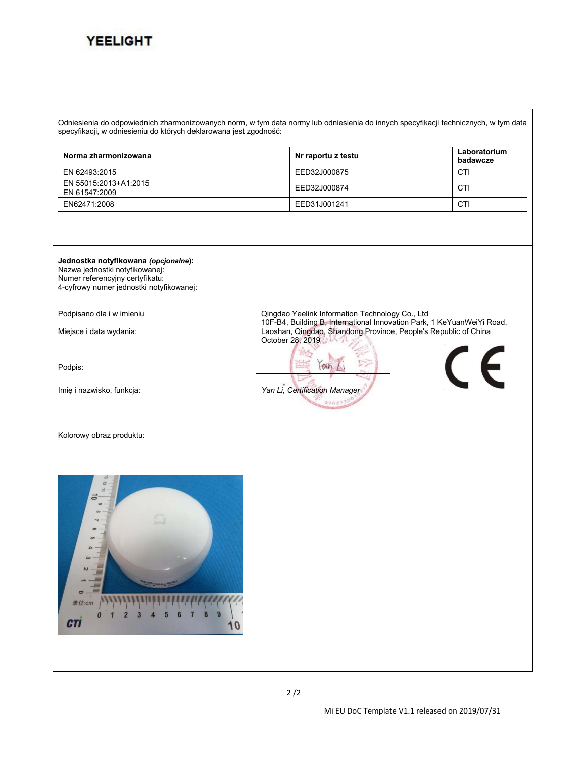Odniesienia do odpowiednich zharmonizowanych norm, w tym data normy lub odniesienia do innych specyfikacji technicznych, w tym data specyfikacji, w odniesieniu do których deklarowana jest zgodność:

| Norma zharmonizowana | Nr raportu z testu | Laboratorium badawcze |
|---|---|---|
| EN 62493:2015 | EED32J000875 | CTI |
| EN 55015:2013+A1:2015<br>EN 61547:2009 | EED32J000874 | CTI |
| EN62471:2008 | EED31J001241 | CTI |

**Jednostka notyfikowana *(opcjonalne)*:**
Nazwa jednostki notyfikowanej:
Numer referencyjny certyfikatu:
4-cyfrowy numer jednostki notyfikowanej:

Podpisano dla i w imieniu: Qingdao Yeelink Information Technology Co., Ltd
10F-B4, Building B, International Innovation Park, 1 KeYuanWeiYi Road, Laoshan, Qingdao, Shandong Province, People's Republic of China

Miejsce i data wydania: October 28, 2019

Podpis: Yan Li

Imię i nazwisko, funkcja: *Yan Li, Certification Manager*

Kolorowy obraz produktu: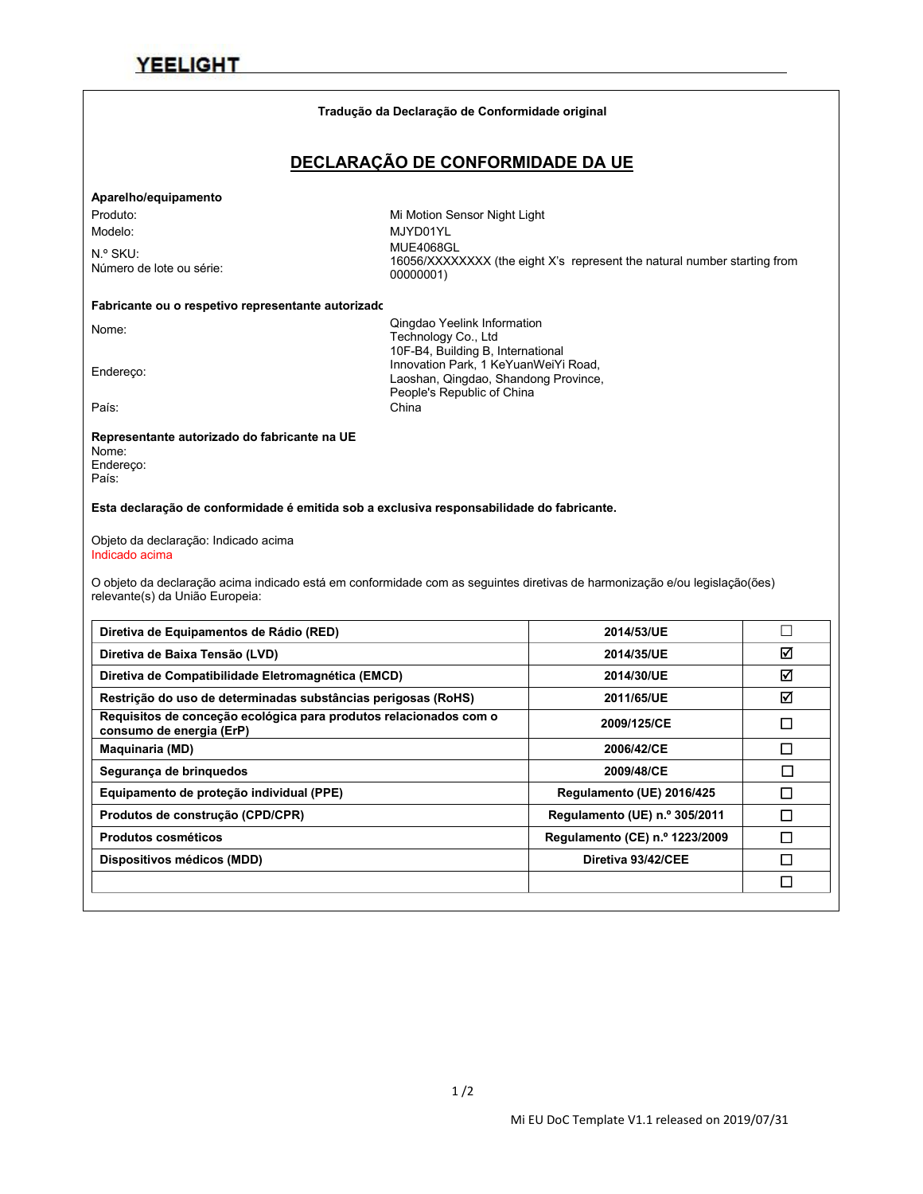YEELIGHT

**Tradução da Declaração de Conformidade original**

# DECLARAÇÃO DE CONFORMIDADE DA UE

**Aparelho/equipamento**

| | |
|---|---|
| Produto: | Mi Motion Sensor Night Light |
| Modelo: | MJYD01YL |
| N.º SKU: | MUE4068GL |
| Número de lote ou série: | 16056/XXXXXXXX (the eight X's represent the natural number starting from 00000001) |

**Fabricante ou o respetivo representante autorizado**

| | |
|---|---|
| Nome: | Qingdao Yeelink Information Technology Co., Ltd |
| Endereço: | 10F-B4, Building B, International Innovation Park, 1 KeYuanWeiYi Road, Laoshan, Qingdao, Shandong Province, People's Republic of China |
| País: | China |

**Representante autorizado do fabricante na UE**

Nome:
Endereço:
País:

**Esta declaração de conformidade é emitida sob a exclusiva responsabilidade do fabricante.**

Objeto da declaração: Indicado acima
Indicado acima

O objeto da declaração acima indicado está em conformidade com as seguintes diretivas de harmonização e/ou legislação(ões) relevante(s) da União Europeia:

| | | |
|---|---|---|
| **Diretiva de Equipamentos de Rádio (RED)** | **2014/53/UE** | ☐ |
| **Diretiva de Baixa Tensão (LVD)** | **2014/35/UE** | ☑ |
| **Diretiva de Compatibilidade Eletromagnética (EMCD)** | **2014/30/UE** | ☑ |
| **Restrição do uso de determinadas substâncias perigosas (RoHS)** | **2011/65/UE** | ☑ |
| **Requisitos de conceção ecológica para produtos relacionados com o consumo de energia (ErP)** | **2009/125/CE** | ☐ |
| **Maquinaria (MD)** | **2006/42/CE** | ☐ |
| **Segurança de brinquedos** | **2009/48/CE** | ☐ |
| **Equipamento de proteção individual (PPE)** | **Regulamento (UE) 2016/425** | ☐ |
| **Produtos de construção (CPD/CPR)** | **Regulamento (UE) n.º 305/2011** | ☐ |
| **Produtos cosméticos** | **Regulamento (CE) n.º 1223/2009** | ☐ |
| **Dispositivos médicos (MDD)** | **Diretiva 93/42/CEE** | ☐ |
| | | ☐ |

Mi EU DoC Template V1.1 released on 2019/07/31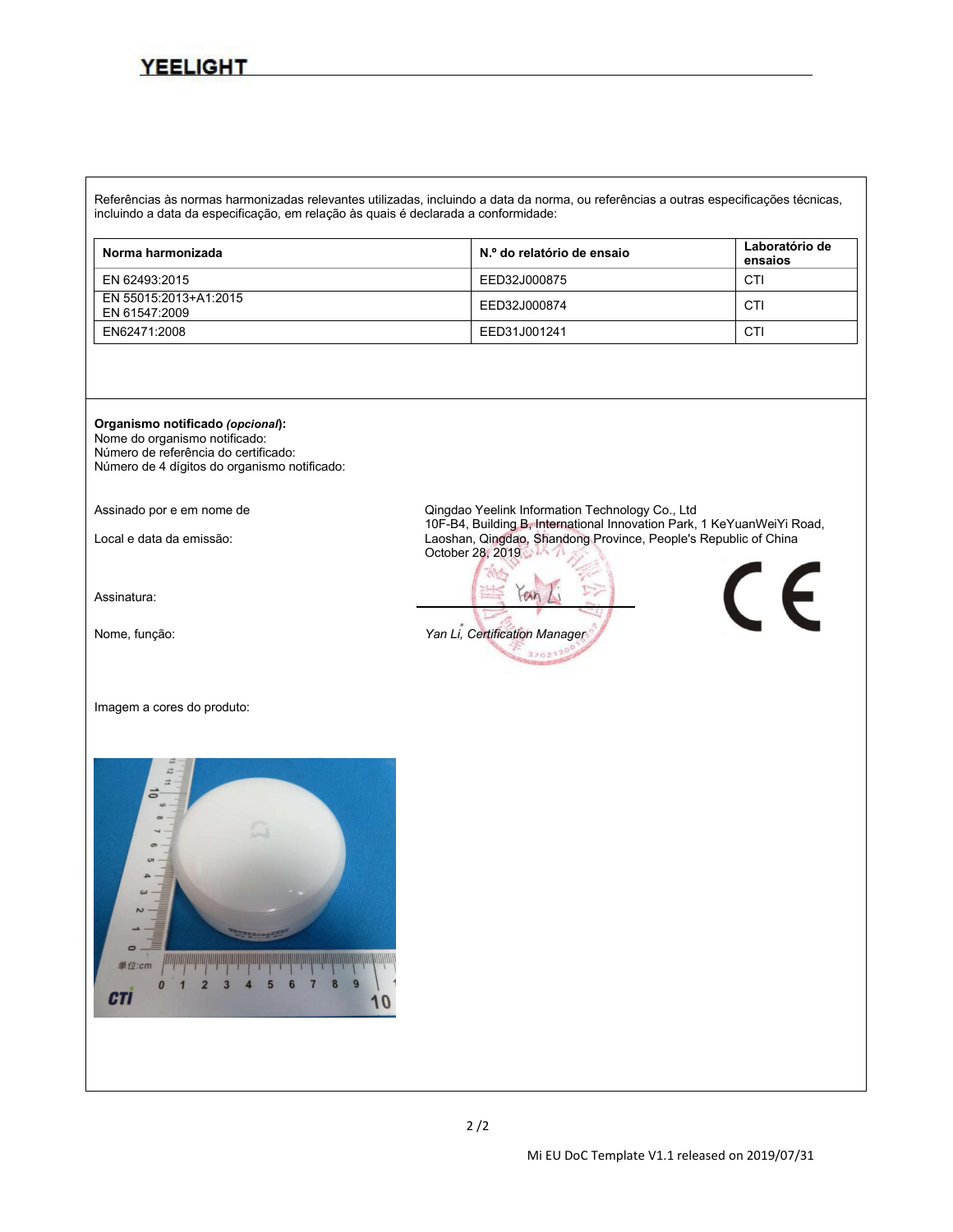Referências às normas harmonizadas relevantes utilizadas, incluindo a data da norma, ou referências a outras especificações técnicas, incluindo a data da especificação, em relação às quais é declarada a conformidade:

| Norma harmonizada | N.º do relatório de ensaio | Laboratório de ensaios |
|---|---|---|
| EN 62493:2015 | EED32J000875 | CTI |
| EN 55015:2013+A1:2015<br>EN 61547:2009 | EED32J000874 | CTI |
| EN62471:2008 | EED31J001241 | CTI |

**Organismo notificado *(opcional)*:**
Nome do organismo notificado:
Número de referência do certificado:
Número de 4 dígitos do organismo notificado:

Assinado por e em nome de: Qingdao Yeelink Information Technology Co., Ltd

Local e data da emissão: 10F-B4, Building B, International Innovation Park, 1 KeYuanWeiYi Road, Laoshan, Qingdao, Shandong Province, People's Republic of China
October 28, 2019

Assinatura: Yan Li

Nome, função: *Yan Li, Certification Manager*

CE

Imagem a cores do produto:

Mi EU DoC Template V1.1 released on 2019/07/31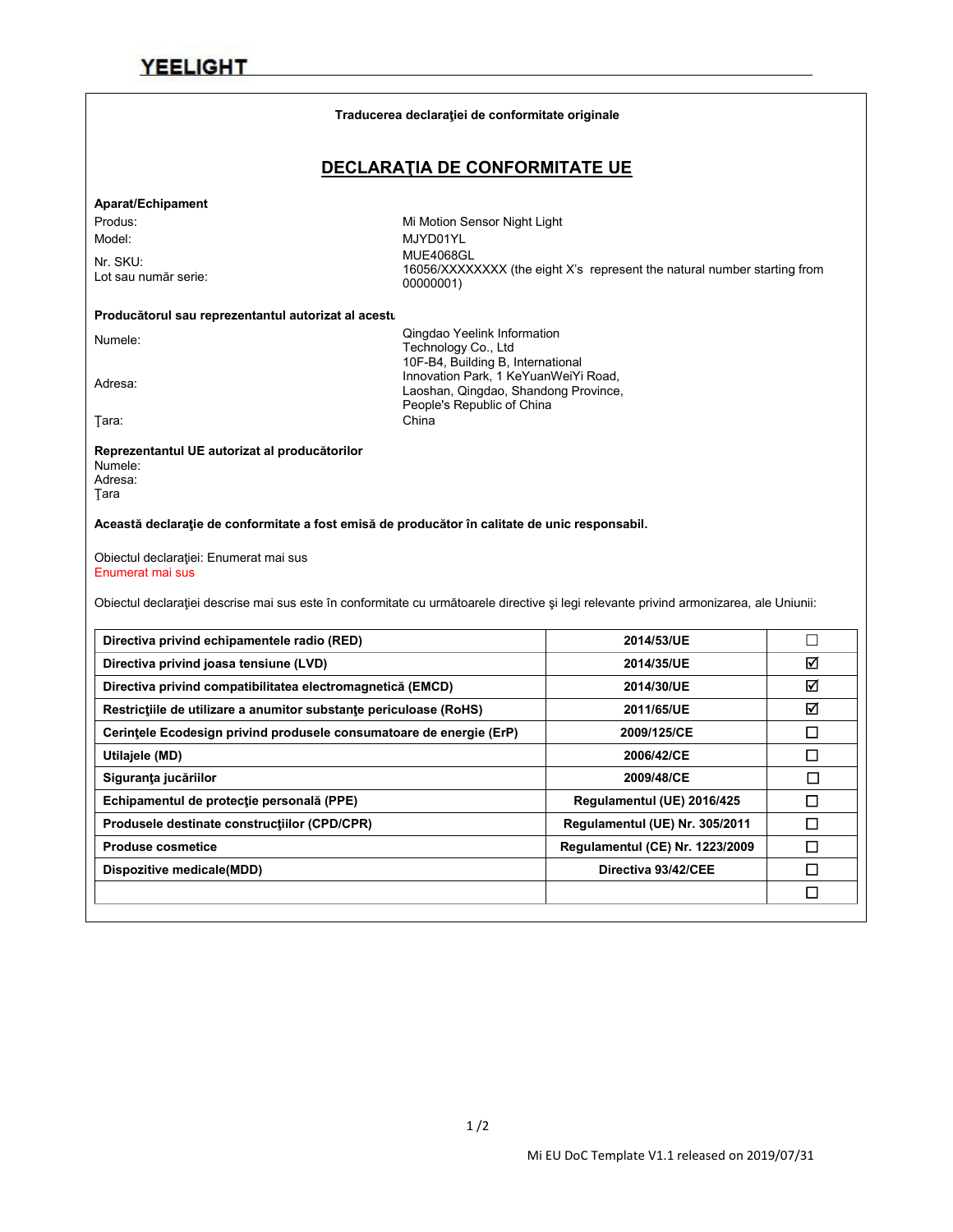YEELIGHT

**Traducerea declaraţiei de conformitate originale**

# DECLARAŢIA DE CONFORMITATE UE

**Aparat/Echipament**

| | |
|---|---|
| Produs: | Mi Motion Sensor Night Light |
| Model: | MJYD01YL |
| Nr. SKU: | MUE4068GL |
| Lot sau număr serie: | 16056/XXXXXXXX (the eight X's represent the natural number starting from 00000001) |

**Producătorul sau reprezentantul autorizat al acestu**

| | |
|---|---|
| Numele: | Qingdao Yeelink Information Technology Co., Ltd |
| Adresa: | 10F-B4, Building B, International Innovation Park, 1 KeYuanWeiYi Road, Laoshan, Qingdao, Shandong Province, People's Republic of China |
| Ţara: | China |

**Reprezentantul UE autorizat al producătorilor**

Numele:
Adresa:
Ţara

**Această declaraţie de conformitate a fost emisă de producător în calitate de unic responsabil.**

Obiectul declaraţiei: Enumerat mai sus
Enumerat mai sus

Obiectul declaraţiei descrise mai sus este în conformitate cu următoarele directive şi legi relevante privind armonizarea, ale Uniunii:

| | | |
|---|---|---|
| **Directiva privind echipamentele radio (RED)** | **2014/53/UE** | ☐ |
| **Directiva privind joasa tensiune (LVD)** | **2014/35/UE** | ☑ |
| **Directiva privind compatibilitatea electromagnetică (EMCD)** | **2014/30/UE** | ☑ |
| **Restricţiile de utilizare a anumitor substanţe periculoase (RoHS)** | **2011/65/UE** | ☑ |
| **Cerinţele Ecodesign privind produsele consumatoare de energie (ErP)** | **2009/125/CE** | ☐ |
| **Utilajele (MD)** | **2006/42/CE** | ☐ |
| **Siguranţa jucăriilor** | **2009/48/CE** | ☐ |
| **Echipamentul de protecţie personală (PPE)** | **Regulamentul (UE) 2016/425** | ☐ |
| **Produsele destinate construcţiilor (CPD/CPR)** | **Regulamentul (UE) Nr. 305/2011** | ☐ |
| **Produse cosmetice** | **Regulamentul (CE) Nr. 1223/2009** | ☐ |
| **Dispozitive medicale(MDD)** | **Directiva 93/42/CEE** | ☐ |
| | | ☐ |

Mi EU DoC Template V1.1 released on 2019/07/31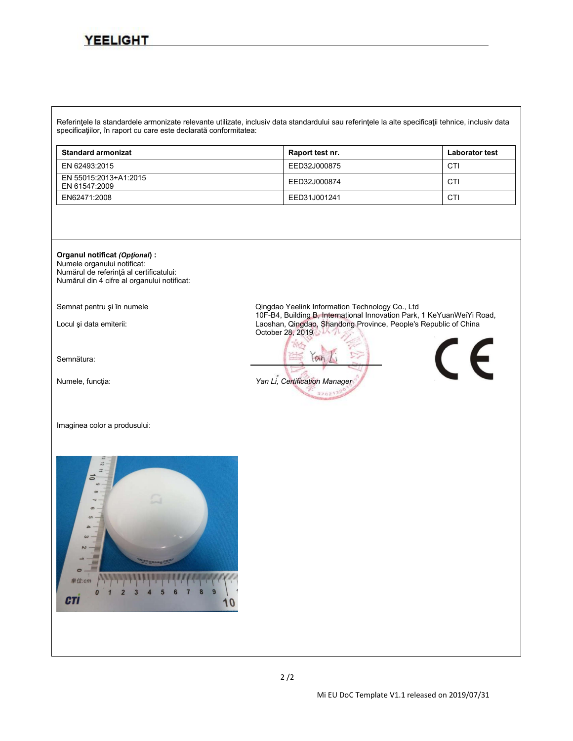Referinţele la standardele armonizate relevante utilizate, inclusiv data standardului sau referinţele la alte specificaţii tehnice, inclusiv data specificaţiilor, în raport cu care este declarată conformitatea:

| Standard armonizat | Raport test nr. | Laborator test |
|---|---|---|
| EN 62493:2015 | EED32J000875 | CTI |
| EN 55015:2013+A1:2015<br>EN 61547:2009 | EED32J000874 | CTI |
| EN62471:2008 | EED31J001241 | CTI |

**Organul notificat *(Opţional*) :**
Numele organului notificat:
Numărul de referinţă al certificatului:
Numărul din 4 cifre al organului notificat:

Semnat pentru şi în numele: Qingdao Yeelink Information Technology Co., Ltd

Locul şi data emiterii: 10F-B4, Building B, International Innovation Park, 1 KeYuanWeiYi Road, Laoshan, Qingdao, Shandong Province, People's Republic of China
October 28, 2019

Semnătura: Yan Li

Numele, funcţia: *Yan Li, Certification Manager*

Imaginea color a produsului:

Mi EU DoC Template V1.1 released on 2019/07/31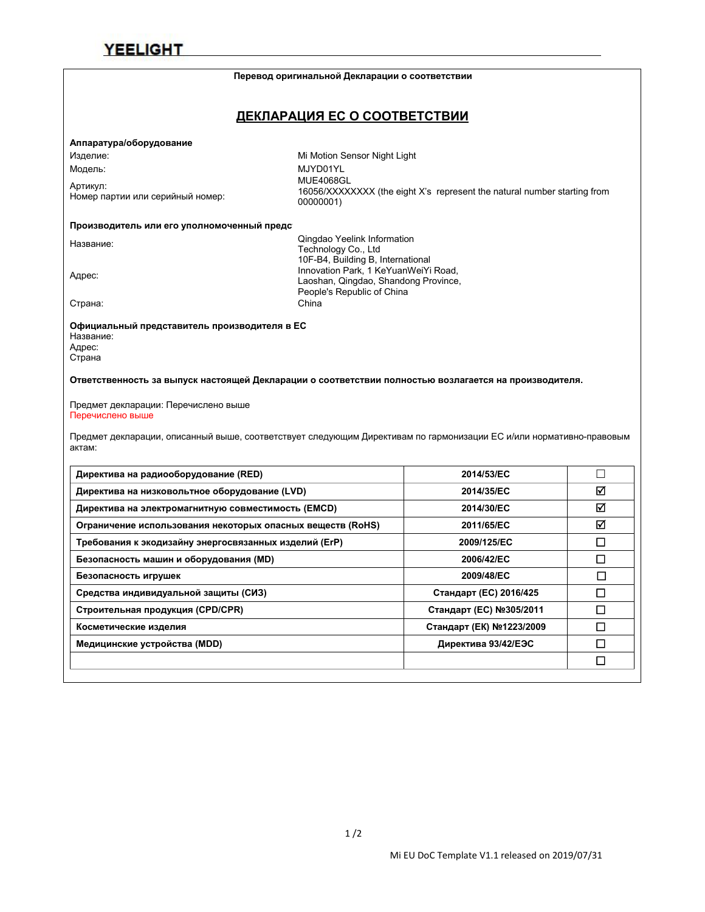YEELIGHT

**Перевод оригинальной Декларации о соответствии**

## ДЕКЛАРАЦИЯ ЕС О СООТВЕТСТВИИ

**Аппаратура/оборудование**

Изделие: Mi Motion Sensor Night Light

Модель: MJYD01YL

Артикул: MUE4068GL

Номер партии или серийный номер: 16056/XXXXXXXX (the eight X's represent the natural number starting from 00000001)

**Производитель или его уполномоченный предс**

Название: Qingdao Yeelink Information Technology Co., Ltd

Адрес: 10F-B4, Building B, International Innovation Park, 1 KeYuanWeiYi Road, Laoshan, Qingdao, Shandong Province, People's Republic of China

Страна: China

**Официальный представитель производителя в ЕС**

Название:

Адрес:

Страна

**Ответственность за выпуск настоящей Декларации о соответствии полностью возлагается на производителя.**

Предмет декларации: Перечислено выше

Перечислено выше

Предмет декларации, описанный выше, соответствует следующим Директивам по гармонизации ЕС и/или нормативно-правовым актам:

| | | |
|---|---|---|
| **Директива на радиооборудование (RED)** | **2014/53/EC** | ☐ |
| **Директива на низковольтное оборудование (LVD)** | **2014/35/EC** | ☑ |
| **Директива на электромагнитную совместимость (EMCD)** | **2014/30/EC** | ☑ |
| **Ограничение использования некоторых опасных веществ (RoHS)** | **2011/65/EC** | ☑ |
| **Требования к экодизайну энергосвязанных изделий (ErP)** | **2009/125/EC** | ☐ |
| **Безопасность машин и оборудования (MD)** | **2006/42/EC** | ☐ |
| **Безопасность игрушек** | **2009/48/EC** | ☐ |
| **Средства индивидуальной защиты (СИЗ)** | **Стандарт (ЕС) 2016/425** | ☐ |
| **Строительная продукция (CPD/CPR)** | **Стандарт (ЕС) №305/2011** | ☐ |
| **Косметические изделия** | **Стандарт (ЕК) №1223/2009** | ☐ |
| **Медицинские устройства (MDD)** | **Директива 93/42/ЕЭС** | ☐ |
| | | ☐ |

Mi EU DoC Template V1.1 released on 2019/07/31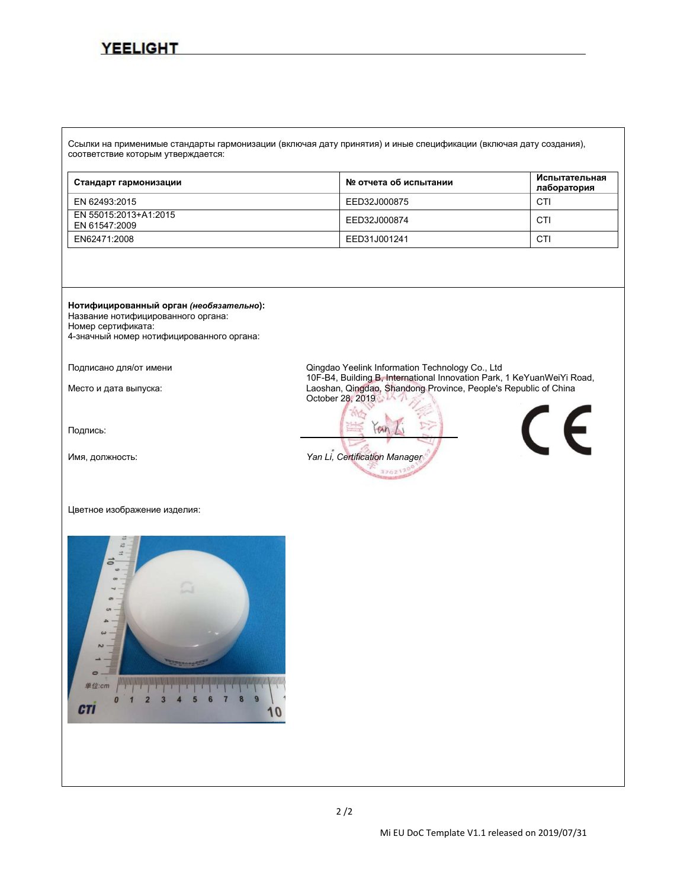Ссылки на применимые стандарты гармонизации (включая дату принятия) и иные спецификации (включая дату создания), соответствие которым утверждается:

| Стандарт гармонизации | № отчета об испытании | Испытательная лаборатория |
|---|---|---|
| EN 62493:2015 | EED32J000875 | CTI |
| EN 55015:2013+A1:2015<br>EN 61547:2009 | EED32J000874 | CTI |
| EN62471:2008 | EED31J001241 | CTI |

**Нотифицированный орган *(необязательно)*:**
Название нотифицированного органа:
Номер сертификата:
4-значный номер нотифицированного органа:

Подписано для/от имени: Qingdao Yeelink Information Technology Co., Ltd
10F-B4, Building B, International Innovation Park, 1 KeYuanWeiYi Road, Laoshan, Qingdao, Shandong Province, People's Republic of China

Место и дата выпуска: October 28, 2019

Подпись:

Имя, должность: *Yan Li, Certification Manager*

Цветное изображение изделия: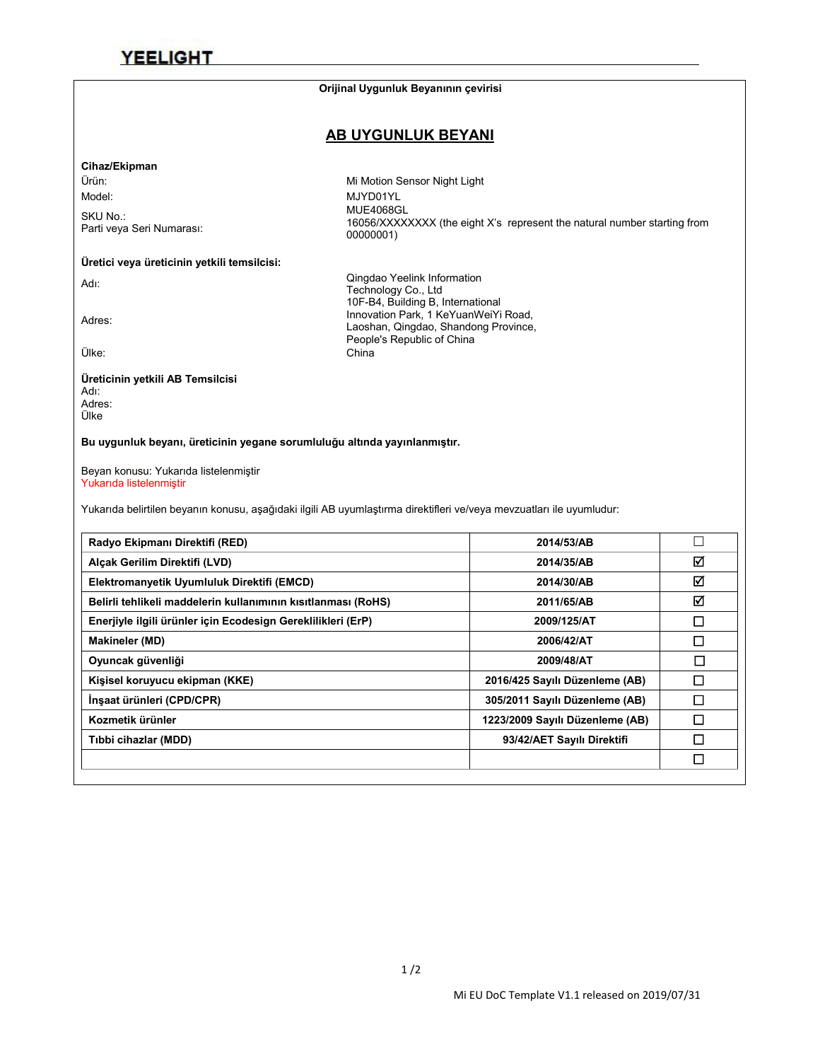**YEELIGHT**

**Orijinal Uygunluk Beyanının çevirisi**

## AB UYGUNLUK BEYANI

**Cihaz/Ekipman**

Ürün: Mi Motion Sensor Night Light

Model: MJYD01YL

SKU No.: MUE4068GL

Parti veya Seri Numarası: 16056/XXXXXXXX (the eight X's represent the natural number starting from 00000001)

**Üretici veya üreticinin yetkili temsilcisi:**

Adı: Qingdao Yeelink Information Technology Co., Ltd

Adres: 10F-B4, Building B, International Innovation Park, 1 KeYuanWeiYi Road, Laoshan, Qingdao, Shandong Province, People's Republic of China

Ülke: China

**Üreticinin yetkili AB Temsilcisi**

Adı:

Adres:

Ülke

**Bu uygunluk beyanı, üreticinin yegane sorumluluğu altında yayınlanmıştır.**

Beyan konusu: Yukarıda listelenmiştir

Yukarıda listelenmiştir

Yukarıda belirtilen beyanın konusu, aşağıdaki ilgili AB uyumlaştırma direktifleri ve/veya mevzuatları ile uyumludur:

| | | |
|---|---|---|
| **Radyo Ekipmanı Direktifi (RED)** | **2014/53/AB** | ☐ |
| **Alçak Gerilim Direktifi (LVD)** | **2014/35/AB** | ☑ |
| **Elektromanyetik Uyumluluk Direktifi (EMCD)** | **2014/30/AB** | ☑ |
| **Belirli tehlikeli maddelerin kullanımının kısıtlanması (RoHS)** | **2011/65/AB** | ☑ |
| **Enerjiyle ilgili ürünler için Ecodesign Gereklilikleri (ErP)** | **2009/125/AT** | ☐ |
| **Makineler (MD)** | **2006/42/AT** | ☐ |
| **Oyuncak güvenliği** | **2009/48/AT** | ☐ |
| **Kişisel koruyucu ekipman (KKE)** | **2016/425 Sayılı Düzenleme (AB)** | ☐ |
| **İnşaat ürünleri (CPD/CPR)** | **305/2011 Sayılı Düzenleme (AB)** | ☐ |
| **Kozmetik ürünler** | **1223/2009 Sayılı Düzenleme (AB)** | ☐ |
| **Tıbbi cihazlar (MDD)** | **93/42/AET Sayılı Direktifi** | ☐ |
| | | ☐ |

Mi EU DoC Template V1.1 released on 2019/07/31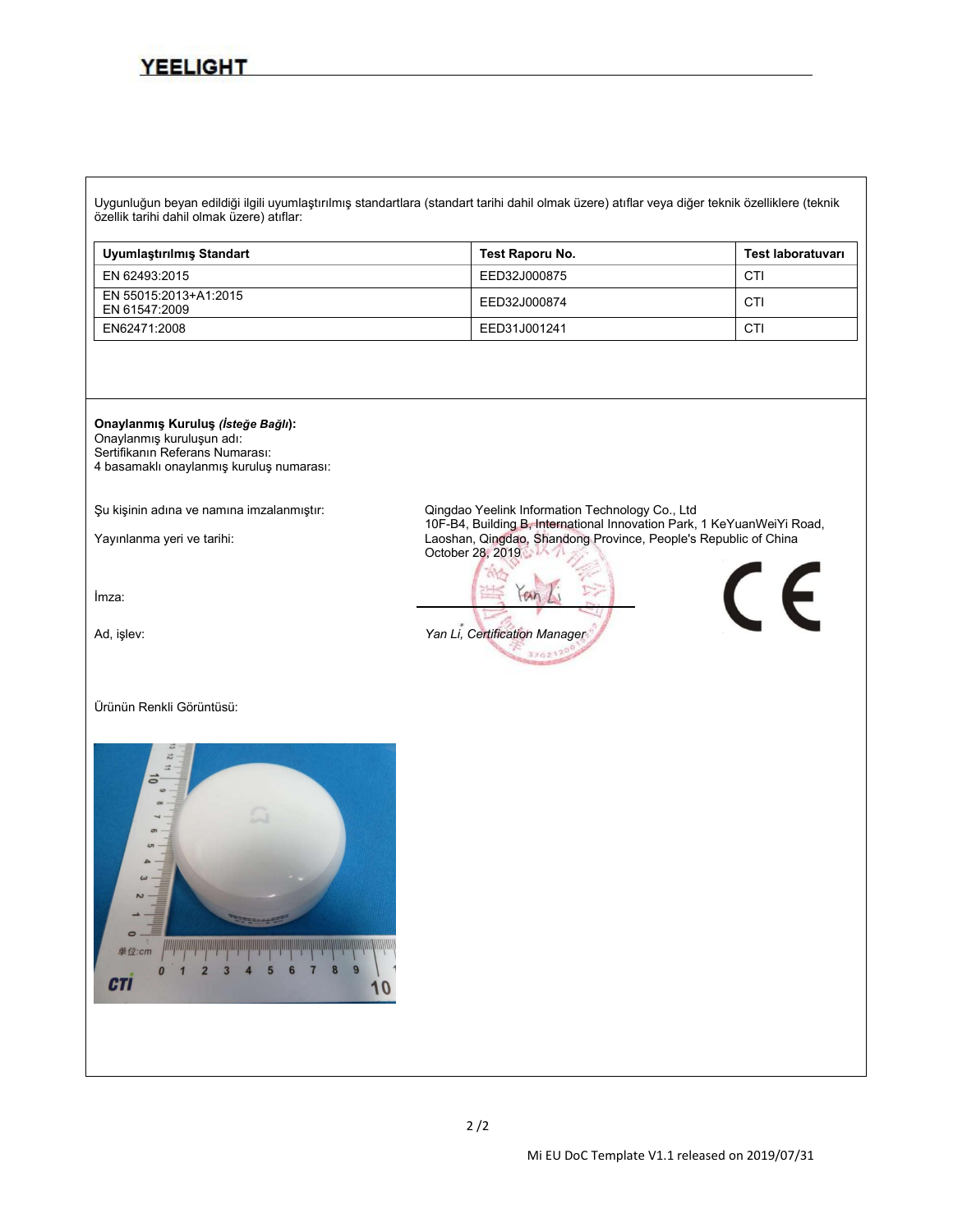Uygunluğun beyan edildiği ilgili uyumlaştırılmış standartlara (standart tarihi dahil olmak üzere) atıflar veya diğer teknik özelliklere (teknik özellik tarihi dahil olmak üzere) atıflar:

| Uyumlaştırılmış Standart | Test Raporu No. | Test laboratuvarı |
|---|---|---|
| EN 62493:2015 | EED32J000875 | CTI |
| EN 55015:2013+A1:2015<br>EN 61547:2009 | EED32J000874 | CTI |
| EN62471:2008 | EED31J001241 | CTI |

**Onaylanmış Kuruluş *(İsteğe Bağlı)*:**
Onaylanmış kuruluşun adı:
Sertifikanın Referans Numarası:
4 basamaklı onaylanmış kuruluş numarası:

Şu kişinin adına ve namına imzalanmıştır: Qingdao Yeelink Information Technology Co., Ltd

Yayınlanma yeri ve tarihi: 10F-B4, Building B, International Innovation Park, 1 KeYuanWeiYi Road, Laoshan, Qingdao, Shandong Province, People's Republic of China
October 28, 2019

İmza:

Ad, işlev: *Yan Li, Certification Manager*

Ürünün Renkli Görüntüsü: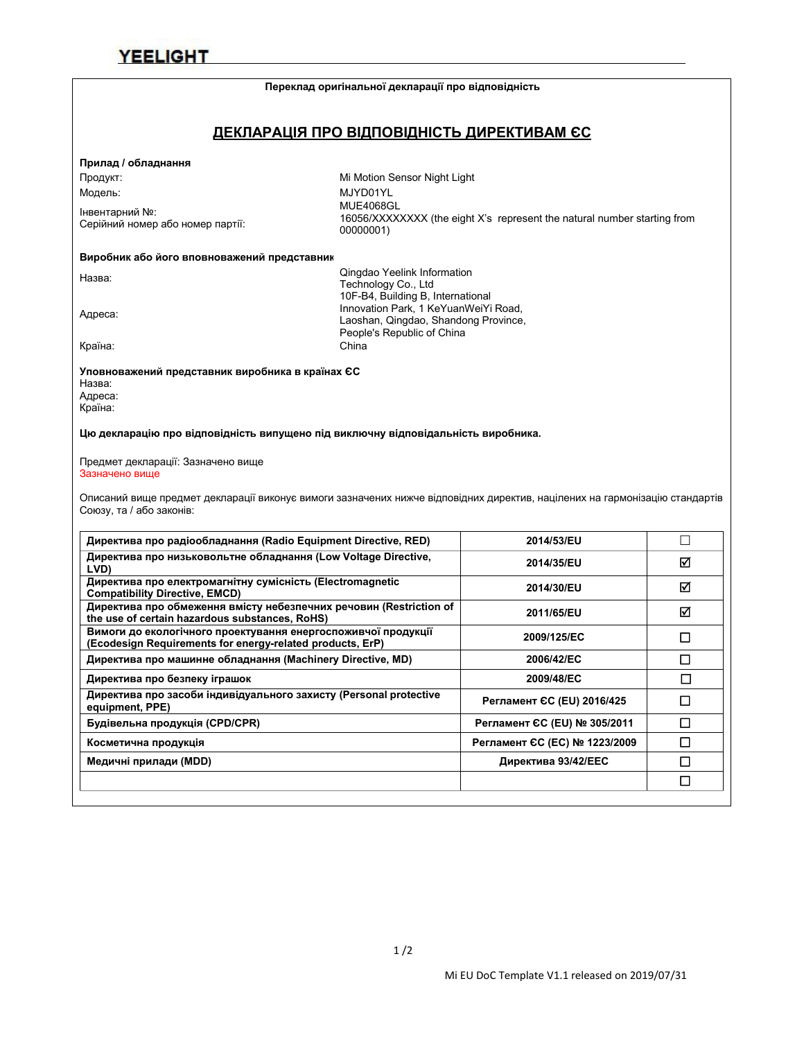YEELIGHT

**Переклад оригінальної декларації про відповідність**

## ДЕКЛАРАЦІЯ ПРО ВІДПОВІДНІСТЬ ДИРЕКТИВАМ ЄС

**Прилад / обладнання**

Продукт: Mi Motion Sensor Night Light

Модель: MJYD01YL

Інвентарний №: MUE4068GL

Серійний номер або номер партії: 16056/XXXXXXXX (the eight X's represent the natural number starting from 00000001)

**Виробник або його вповноважений представник**

Назва: Qingdao Yeelink Information Technology Co., Ltd

Адреса: 10F-B4, Building B, International Innovation Park, 1 KeYuanWeiYi Road, Laoshan, Qingdao, Shandong Province, People's Republic of China

Країна: China

**Уповноважений представник виробника в країнах ЄС**

Назва:

Адреса:

Країна:

**Цю декларацію про відповідність випущено під виключну відповідальність виробника.**

Предмет декларації: Зазначено вище

Зазначено вище

Описаний вище предмет декларації виконує вимоги зазначених нижче відповідних директив, націлених на гармонізацію стандартів Союзу, та / або законів:

| | | |
|---|---|---|
| **Директива про радіообладнання (Radio Equipment Directive, RED)** | **2014/53/EU** | ☐ |
| **Директива про низьковольтне обладнання (Low Voltage Directive, LVD)** | **2014/35/EU** | ☑ |
| **Директива про електромагнітну сумісність (Electromagnetic Compatibility Directive, EMCD)** | **2014/30/EU** | ☑ |
| **Директива про обмеження вмісту небезпечних речовин (Restriction of the use of certain hazardous substances, RoHS)** | **2011/65/EU** | ☑ |
| **Вимоги до екологічного проектування енергоспоживчої продукції (Ecodesign Requirements for energy-related products, ErP)** | **2009/125/EC** | ☐ |
| **Директива про машинне обладнання (Machinery Directive, MD)** | **2006/42/EC** | ☐ |
| **Директива про безпеку іграшок** | **2009/48/EC** | ☐ |
| **Директива про засоби індивідуального захисту (Personal protective equipment, PPE)** | **Регламент ЄС (EU) 2016/425** | ☐ |
| **Будівельна продукція (CPD/CPR)** | **Регламент ЄС (EU) № 305/2011** | ☐ |
| **Косметична продукція** | **Регламент ЄС (EC) № 1223/2009** | ☐ |
| **Медичні прилади (MDD)** | **Директива 93/42/EEC** | ☐ |
| | | ☐ |

Mi EU DoC Template V1.1 released on 2019/07/31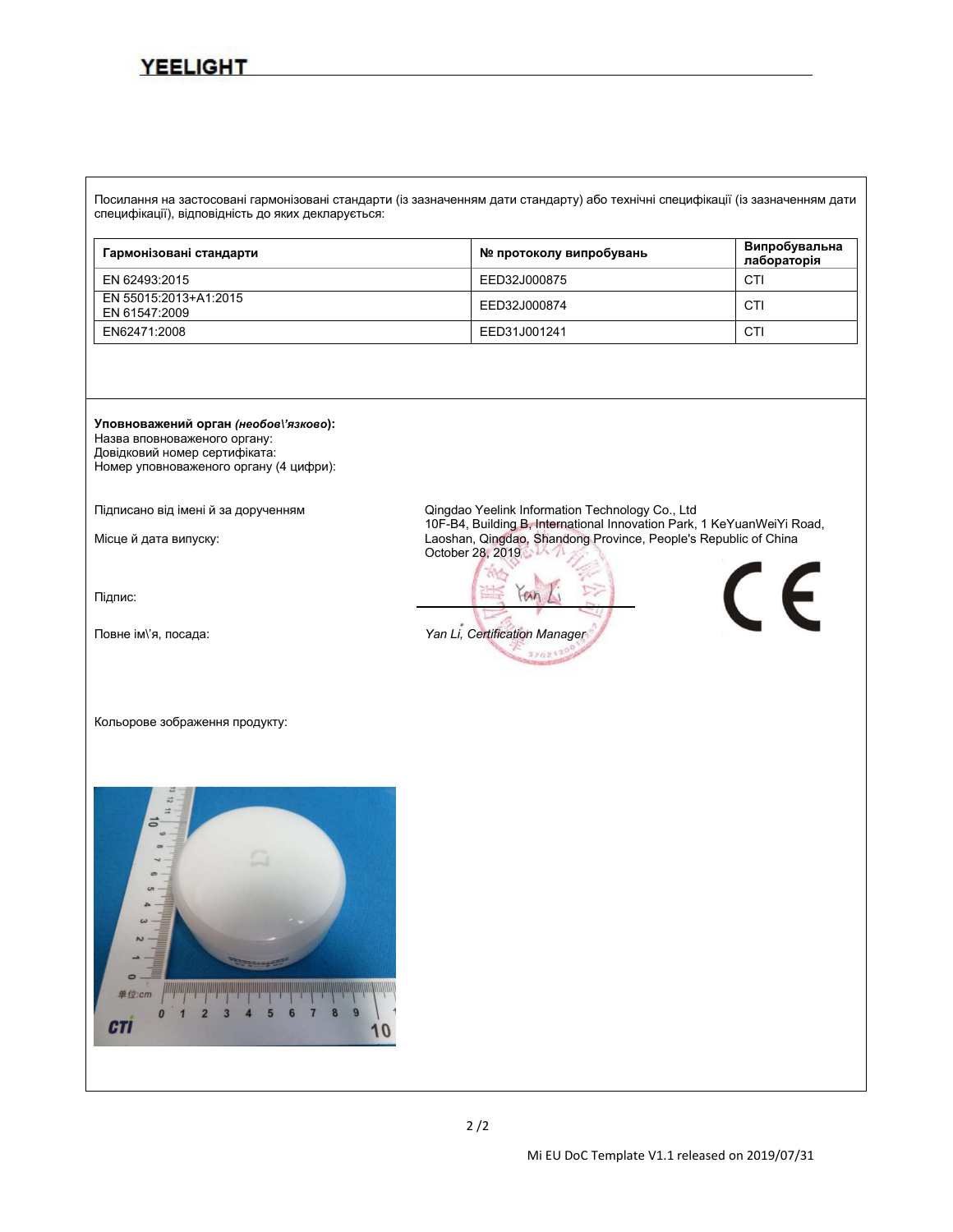Посилання на застосовані гармонізовані стандарти (із зазначенням дати стандарту) або технічні специфікації (із зазначенням дати специфікації), відповідність до яких декларується:

| Гармонізовані стандарти | № протоколу випробувань | Випробувальна лабораторія |
|---|---|---|
| EN 62493:2015 | EED32J000875 | CTI |
| EN 55015:2013+A1:2015<br>EN 61547:2009 | EED32J000874 | CTI |
| EN62471:2008 | EED31J001241 | CTI |

**Уповноважений орган** ***(необов\'язково)*****:**
Назва вповноваженого органу:
Довідковий номер сертифіката:
Номер уповноваженого органу (4 цифри):

Підписано від імені й за дорученням: Qingdao Yeelink Information Technology Co., Ltd

Місце й дата випуску: 10F-B4, Building B, International Innovation Park, 1 KeYuanWeiYi Road, Laoshan, Qingdao, Shandong Province, People's Republic of China
October 28, 2019

Підпис:

Повне ім\'я, посада: *Yan Li, Certification Manager*

CE

Кольорове зображення продукту:

Mi EU DoC Template V1.1 released on 2019/07/31